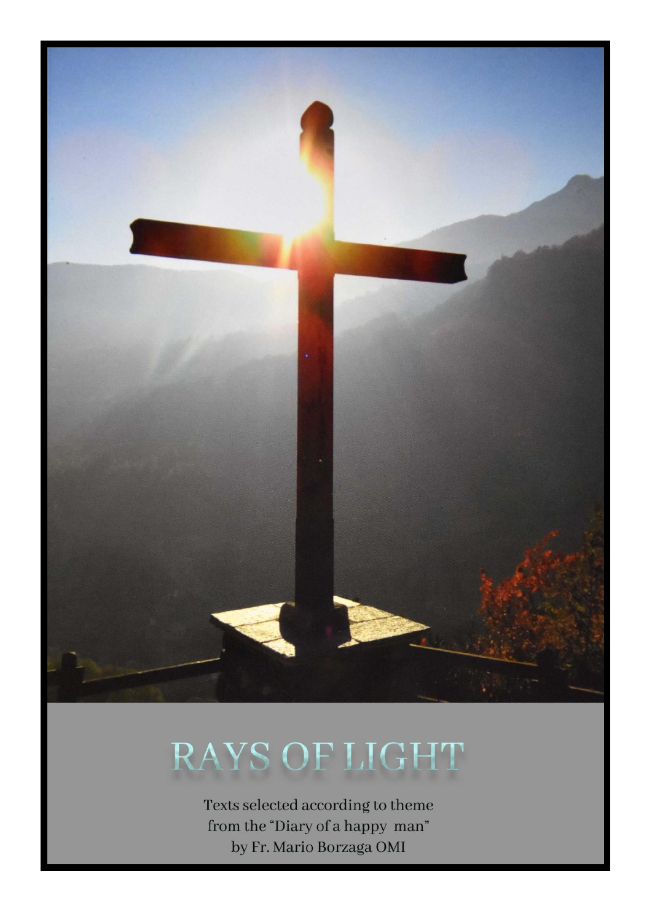# RAYS OF LIGHT

Texts selected according to theme
from the "Diary of a happy man"
by Fr. Mario Borzaga OMI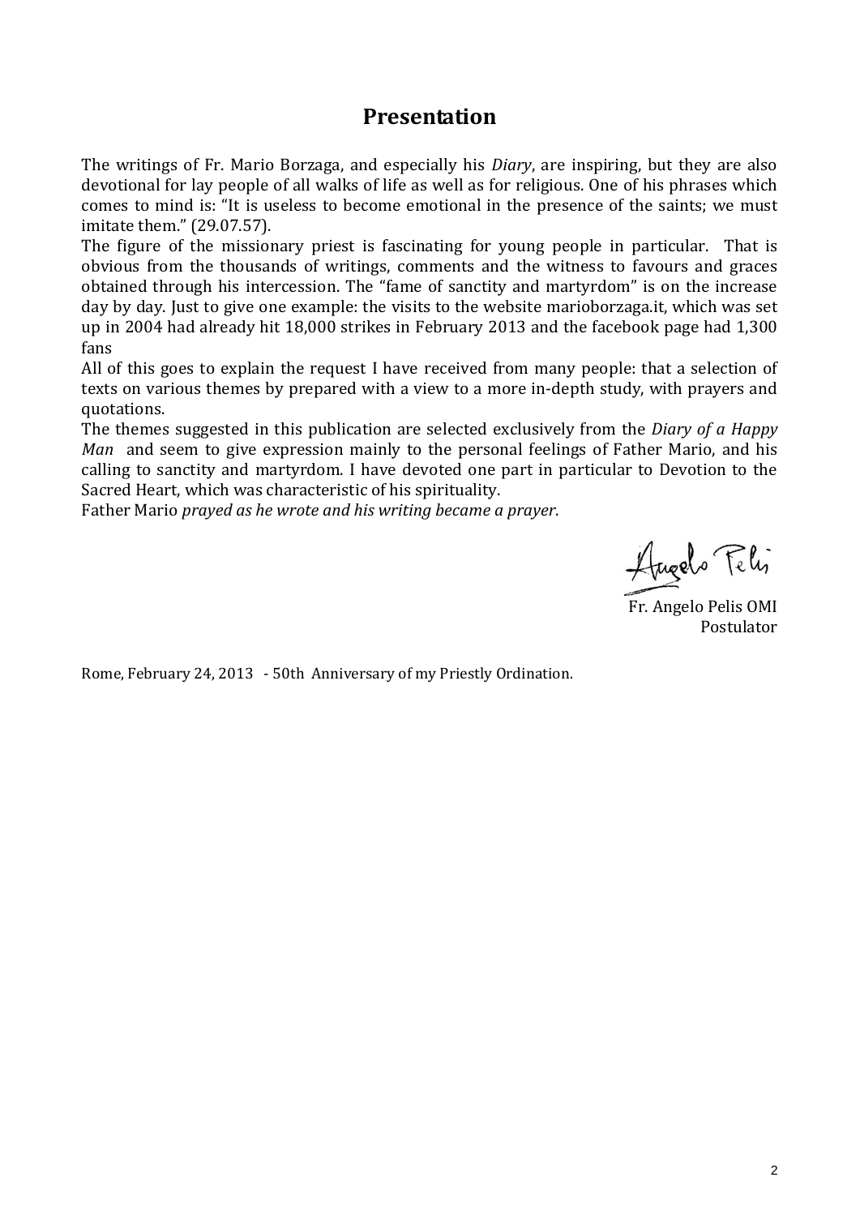## Presentation

The writings of Fr. Mario Borzaga, and especially his *Diary*, are inspiring, but they are also devotional for lay people of all walks of life as well as for religious. One of his phrases which comes to mind is: "It is useless to become emotional in the presence of the saints; we must imitate them." (29.07.57).

The figure of the missionary priest is fascinating for young people in particular. That is obvious from the thousands of writings, comments and the witness to favours and graces obtained through his intercession. The "fame of sanctity and martyrdom" is on the increase day by day. Just to give one example: the visits to the website marioborzaga.it, which was set up in 2004 had already hit 18,000 strikes in February 2013 and the facebook page had 1,300 fans

All of this goes to explain the request I have received from many people: that a selection of texts on various themes by prepared with a view to a more in-depth study, with prayers and quotations.

The themes suggested in this publication are selected exclusively from the *Diary of a Happy Man* and seem to give expression mainly to the personal feelings of Father Mario, and his calling to sanctity and martyrdom. I have devoted one part in particular to Devotion to the Sacred Heart, which was characteristic of his spirituality.

Father Mario *prayed as he wrote and his writing became a prayer*.

Angelo Pelis

Fr. Angelo Pelis OMI
Postulator

Rome, February 24, 2013 - 50th Anniversary of my Priestly Ordination.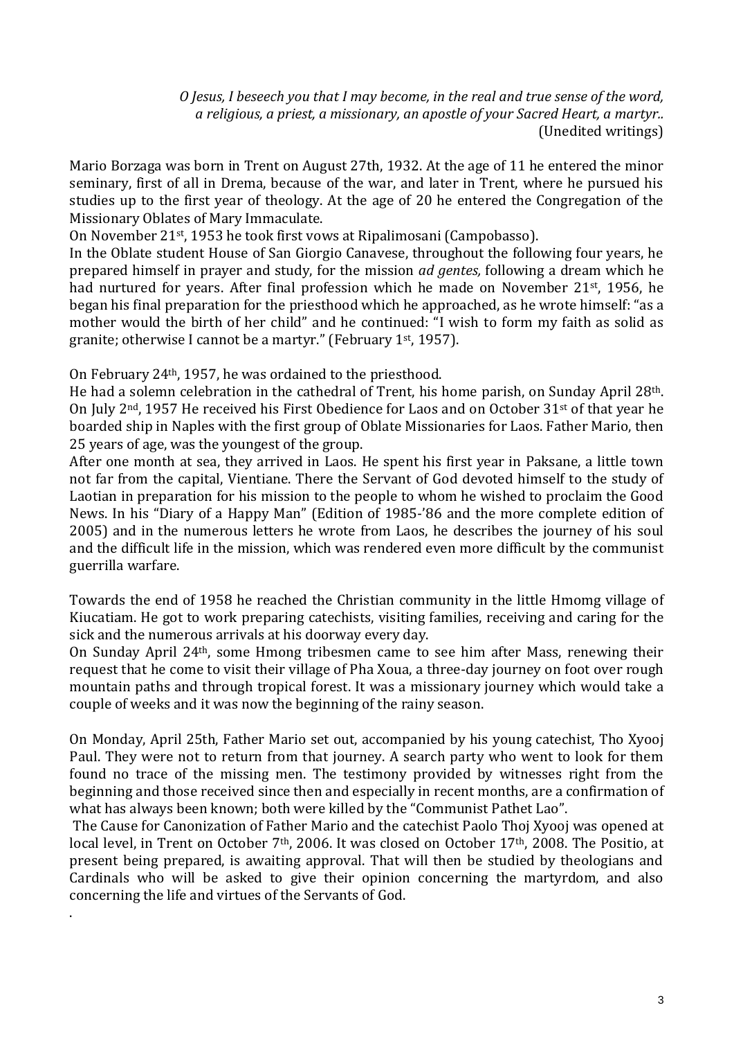*O Jesus, I beseech you that I may become, in the real and true sense of the word, a religious, a priest, a missionary, an apostle of your Sacred Heart, a martyr..*
(Unedited writings)

Mario Borzaga was born in Trent on August 27th, 1932. At the age of 11 he entered the minor seminary, first of all in Drema, because of the war, and later in Trent, where he pursued his studies up to the first year of theology. At the age of 20 he entered the Congregation of the Missionary Oblates of Mary Immaculate.

On November 21st, 1953 he took first vows at Ripalimosani (Campobasso).

In the Oblate student House of San Giorgio Canavese, throughout the following four years, he prepared himself in prayer and study, for the mission *ad gentes,* following a dream which he had nurtured for years. After final profession which he made on November 21st, 1956, he began his final preparation for the priesthood which he approached, as he wrote himself: "as a mother would the birth of her child" and he continued: "I wish to form my faith as solid as granite; otherwise I cannot be a martyr." (February 1st, 1957).

On February 24th, 1957, he was ordained to the priesthood.

He had a solemn celebration in the cathedral of Trent, his home parish, on Sunday April 28th. On July 2nd, 1957 He received his First Obedience for Laos and on October 31st of that year he boarded ship in Naples with the first group of Oblate Missionaries for Laos. Father Mario, then 25 years of age, was the youngest of the group.

After one month at sea, they arrived in Laos. He spent his first year in Paksane, a little town not far from the capital, Vientiane. There the Servant of God devoted himself to the study of Laotian in preparation for his mission to the people to whom he wished to proclaim the Good News. In his "Diary of a Happy Man" (Edition of 1985-'86 and the more complete edition of 2005) and in the numerous letters he wrote from Laos, he describes the journey of his soul and the difficult life in the mission, which was rendered even more difficult by the communist guerrilla warfare.

Towards the end of 1958 he reached the Christian community in the little Hmomg village of Kiucatiam. He got to work preparing catechists, visiting families, receiving and caring for the sick and the numerous arrivals at his doorway every day.

On Sunday April 24th, some Hmong tribesmen came to see him after Mass, renewing their request that he come to visit their village of Pha Xoua, a three-day journey on foot over rough mountain paths and through tropical forest. It was a missionary journey which would take a couple of weeks and it was now the beginning of the rainy season.

On Monday, April 25th, Father Mario set out, accompanied by his young catechist, Tho Xyooj Paul. They were not to return from that journey. A search party who went to look for them found no trace of the missing men. The testimony provided by witnesses right from the beginning and those received since then and especially in recent months, are a confirmation of what has always been known; both were killed by the "Communist Pathet Lao".

The Cause for Canonization of Father Mario and the catechist Paolo Thoj Xyooj was opened at local level, in Trent on October 7th, 2006. It was closed on October 17th, 2008. The Positio, at present being prepared, is awaiting approval. That will then be studied by theologians and Cardinals who will be asked to give their opinion concerning the martyrdom, and also concerning the life and virtues of the Servants of God.

.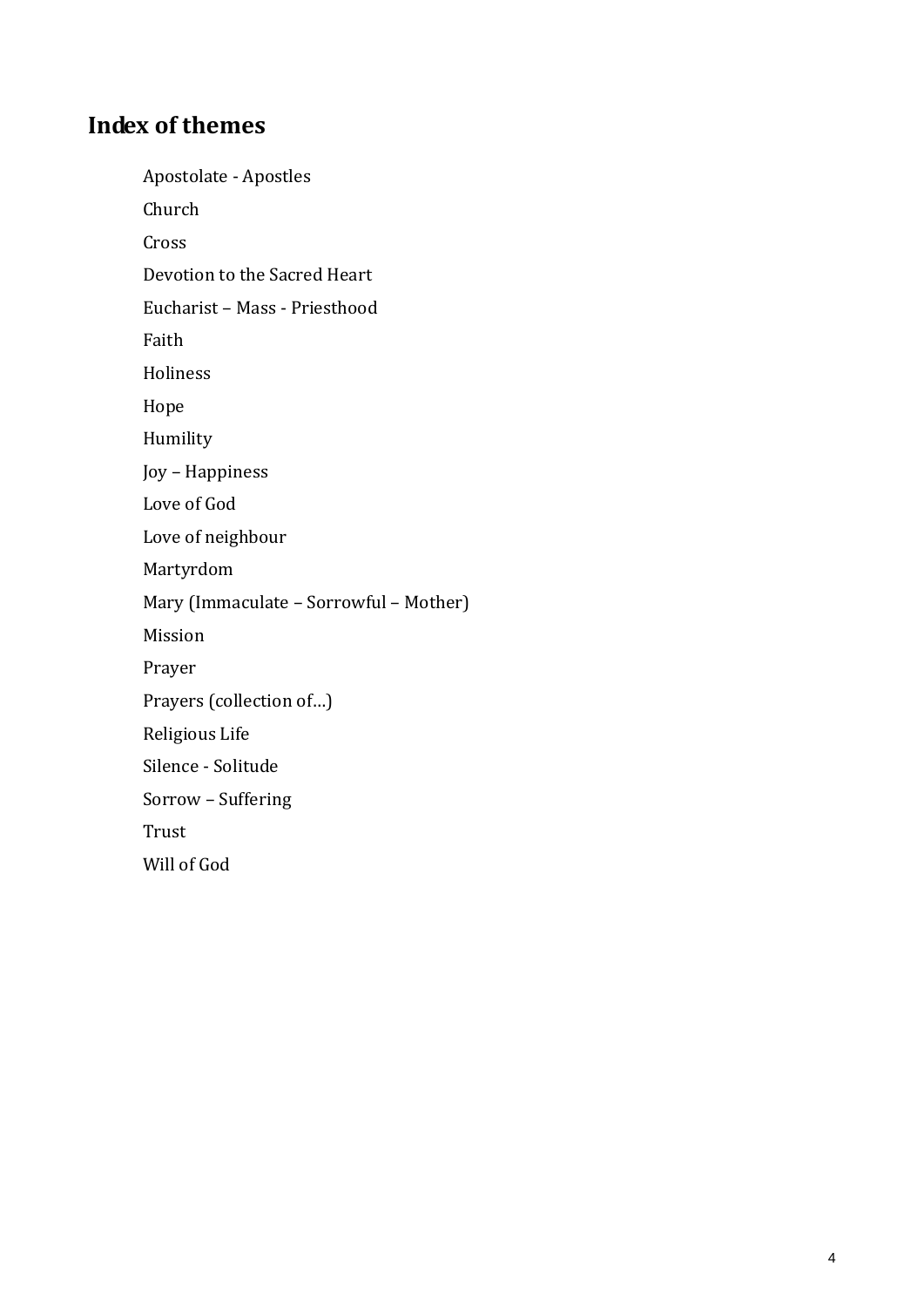## Index of themes

- Apostolate - Apostles
- Church
- Cross
- Devotion to the Sacred Heart
- Eucharist – Mass - Priesthood
- Faith
- Holiness
- Hope
- Humility
- Joy – Happiness
- Love of God
- Love of neighbour
- Martyrdom
- Mary (Immaculate – Sorrowful – Mother)
- Mission
- Prayer
- Prayers (collection of…)
- Religious Life
- Silence - Solitude
- Sorrow – Suffering
- Trust
- Will of God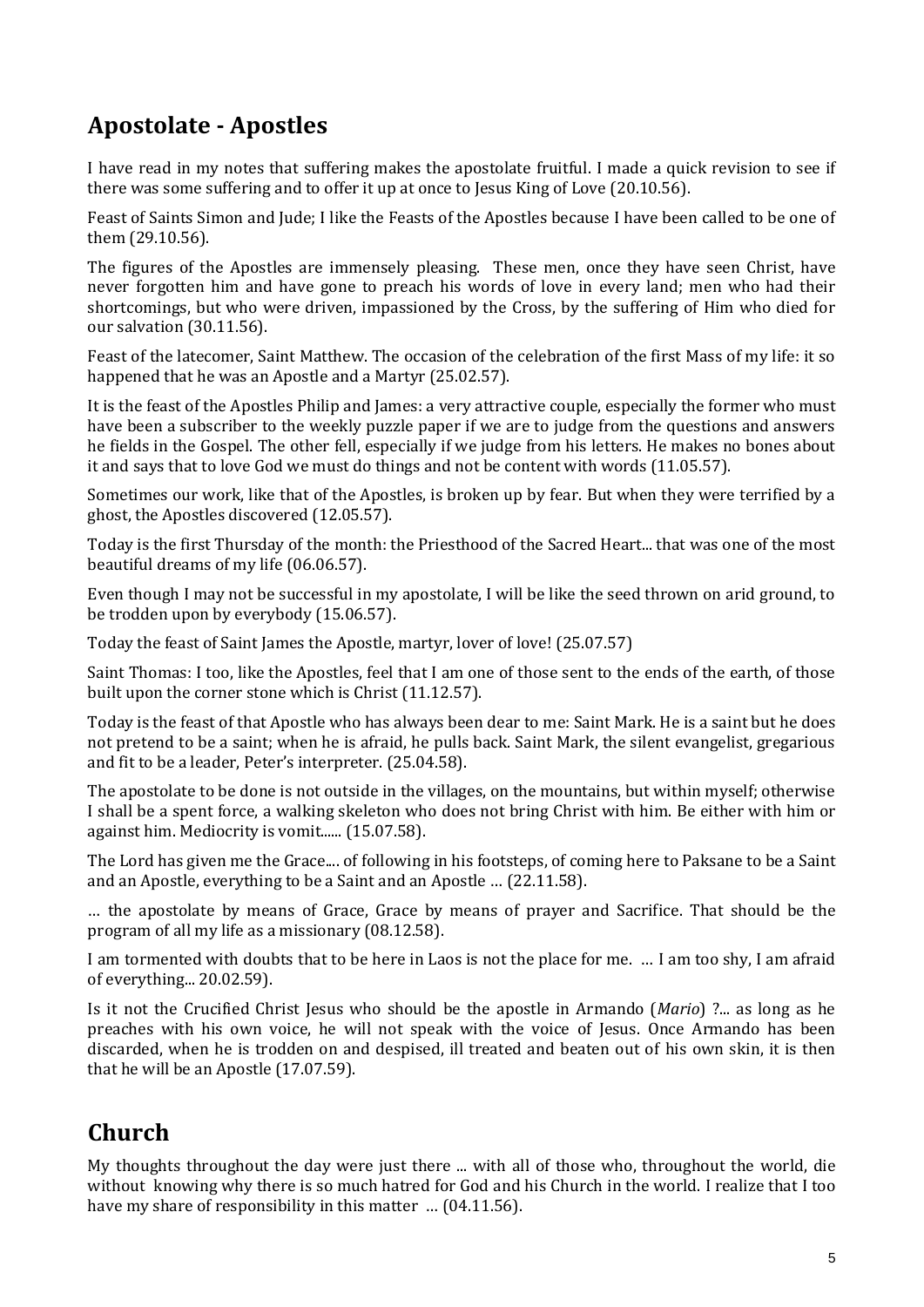## Apostolate - Apostles

I have read in my notes that suffering makes the apostolate fruitful. I made a quick revision to see if there was some suffering and to offer it up at once to Jesus King of Love (20.10.56).

Feast of Saints Simon and Jude; I like the Feasts of the Apostles because I have been called to be one of them (29.10.56).

The figures of the Apostles are immensely pleasing. These men, once they have seen Christ, have never forgotten him and have gone to preach his words of love in every land; men who had their shortcomings, but who were driven, impassioned by the Cross, by the suffering of Him who died for our salvation (30.11.56).

Feast of the latecomer, Saint Matthew. The occasion of the celebration of the first Mass of my life: it so happened that he was an Apostle and a Martyr (25.02.57).

It is the feast of the Apostles Philip and James: a very attractive couple, especially the former who must have been a subscriber to the weekly puzzle paper if we are to judge from the questions and answers he fields in the Gospel. The other fell, especially if we judge from his letters. He makes no bones about it and says that to love God we must do things and not be content with words (11.05.57).

Sometimes our work, like that of the Apostles, is broken up by fear. But when they were terrified by a ghost, the Apostles discovered (12.05.57).

Today is the first Thursday of the month: the Priesthood of the Sacred Heart... that was one of the most beautiful dreams of my life (06.06.57).

Even though I may not be successful in my apostolate, I will be like the seed thrown on arid ground, to be trodden upon by everybody (15.06.57).

Today the feast of Saint James the Apostle, martyr, lover of love! (25.07.57)

Saint Thomas: I too, like the Apostles, feel that I am one of those sent to the ends of the earth, of those built upon the corner stone which is Christ (11.12.57).

Today is the feast of that Apostle who has always been dear to me: Saint Mark. He is a saint but he does not pretend to be a saint; when he is afraid, he pulls back. Saint Mark, the silent evangelist, gregarious and fit to be a leader, Peter's interpreter. (25.04.58).

The apostolate to be done is not outside in the villages, on the mountains, but within myself; otherwise I shall be a spent force, a walking skeleton who does not bring Christ with him. Be either with him or against him. Mediocrity is vomit...... (15.07.58).

The Lord has given me the Grace.... of following in his footsteps, of coming here to Paksane to be a Saint and an Apostle, everything to be a Saint and an Apostle … (22.11.58).

… the apostolate by means of Grace, Grace by means of prayer and Sacrifice. That should be the program of all my life as a missionary (08.12.58).

I am tormented with doubts that to be here in Laos is not the place for me. … I am too shy, I am afraid of everything... 20.02.59).

Is it not the Crucified Christ Jesus who should be the apostle in Armando (*Mario*) ?... as long as he preaches with his own voice, he will not speak with the voice of Jesus. Once Armando has been discarded, when he is trodden on and despised, ill treated and beaten out of his own skin, it is then that he will be an Apostle (17.07.59).

## Church

My thoughts throughout the day were just there ... with all of those who, throughout the world, die without knowing why there is so much hatred for God and his Church in the world. I realize that I too have my share of responsibility in this matter … (04.11.56).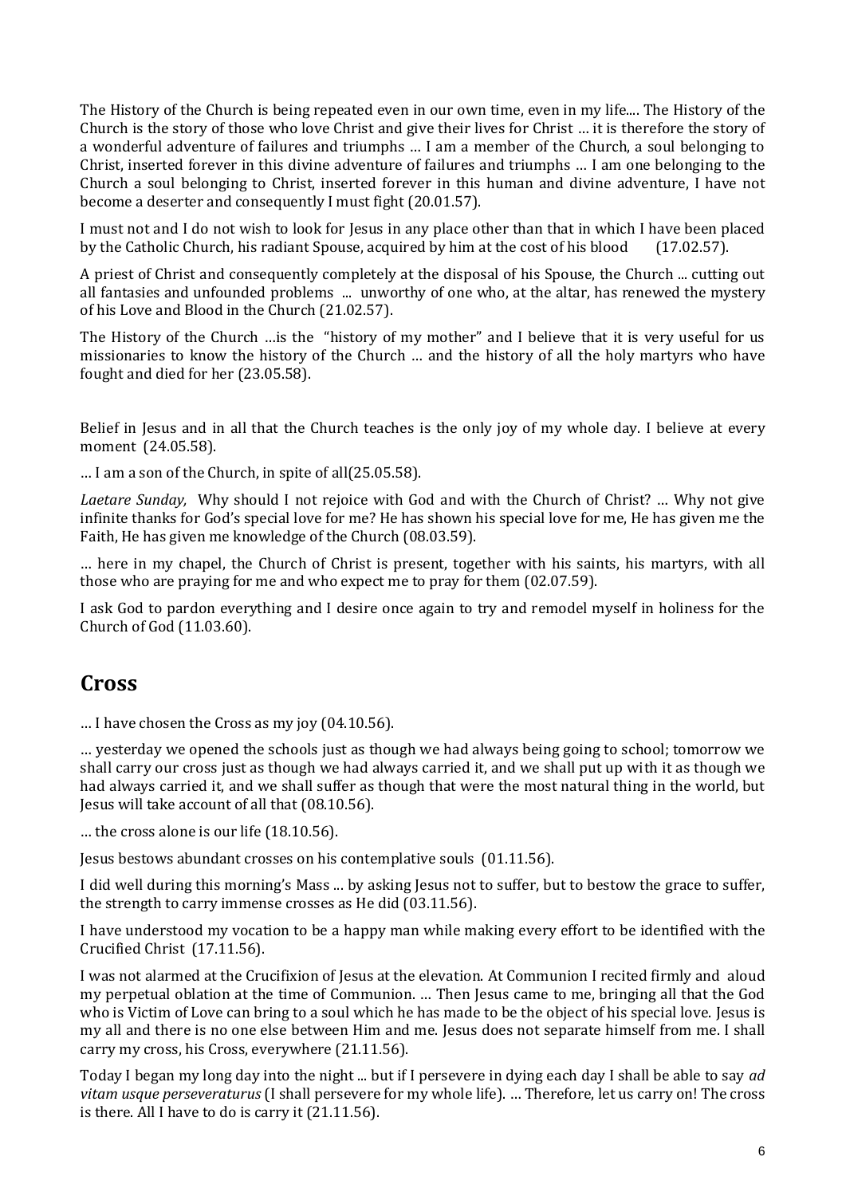The History of the Church is being repeated even in our own time, even in my life.... The History of the Church is the story of those who love Christ and give their lives for Christ … it is therefore the story of a wonderful adventure of failures and triumphs … I am a member of the Church, a soul belonging to Christ, inserted forever in this divine adventure of failures and triumphs … I am one belonging to the Church a soul belonging to Christ, inserted forever in this human and divine adventure, I have not become a deserter and consequently I must fight (20.01.57).

I must not and I do not wish to look for Jesus in any place other than that in which I have been placed by the Catholic Church, his radiant Spouse, acquired by him at the cost of his blood (17.02.57).

A priest of Christ and consequently completely at the disposal of his Spouse, the Church ... cutting out all fantasies and unfounded problems ... unworthy of one who, at the altar, has renewed the mystery of his Love and Blood in the Church (21.02.57).

The History of the Church …is the "history of my mother" and I believe that it is very useful for us missionaries to know the history of the Church … and the history of all the holy martyrs who have fought and died for her (23.05.58).

Belief in Jesus and in all that the Church teaches is the only joy of my whole day. I believe at every moment (24.05.58).

… I am a son of the Church, in spite of all(25.05.58).

*Laetare Sunday,* Why should I not rejoice with God and with the Church of Christ? … Why not give infinite thanks for God's special love for me? He has shown his special love for me, He has given me the Faith, He has given me knowledge of the Church (08.03.59).

… here in my chapel, the Church of Christ is present, together with his saints, his martyrs, with all those who are praying for me and who expect me to pray for them (02.07.59).

I ask God to pardon everything and I desire once again to try and remodel myself in holiness for the Church of God (11.03.60).

## Cross

… I have chosen the Cross as my joy (04.10.56).

… yesterday we opened the schools just as though we had always being going to school; tomorrow we shall carry our cross just as though we had always carried it, and we shall put up with it as though we had always carried it, and we shall suffer as though that were the most natural thing in the world, but Jesus will take account of all that (08.10.56).

… the cross alone is our life (18.10.56).

Jesus bestows abundant crosses on his contemplative souls (01.11.56).

I did well during this morning's Mass ... by asking Jesus not to suffer, but to bestow the grace to suffer, the strength to carry immense crosses as He did (03.11.56).

I have understood my vocation to be a happy man while making every effort to be identified with the Crucified Christ (17.11.56).

I was not alarmed at the Crucifixion of Jesus at the elevation. At Communion I recited firmly and aloud my perpetual oblation at the time of Communion. … Then Jesus came to me, bringing all that the God who is Victim of Love can bring to a soul which he has made to be the object of his special love. Jesus is my all and there is no one else between Him and me. Jesus does not separate himself from me. I shall carry my cross, his Cross, everywhere (21.11.56).

Today I began my long day into the night ... but if I persevere in dying each day I shall be able to say *ad vitam usque perseveraturus* (I shall persevere for my whole life). … Therefore, let us carry on! The cross is there. All I have to do is carry it (21.11.56).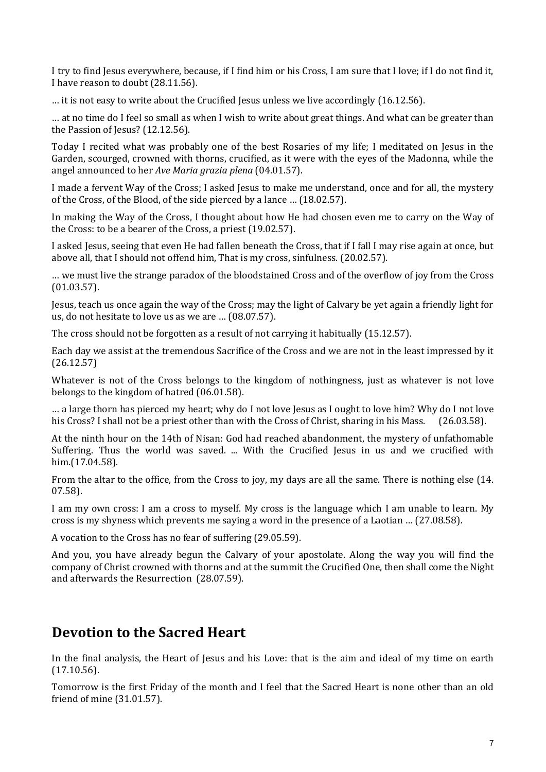I try to find Jesus everywhere, because, if I find him or his Cross, I am sure that I love; if I do not find it, I have reason to doubt (28.11.56).

… it is not easy to write about the Crucified Jesus unless we live accordingly (16.12.56).

… at no time do I feel so small as when I wish to write about great things. And what can be greater than the Passion of Jesus? (12.12.56).

Today I recited what was probably one of the best Rosaries of my life; I meditated on Jesus in the Garden, scourged, crowned with thorns, crucified, as it were with the eyes of the Madonna, while the angel announced to her *Ave Maria grazia plena* (04.01.57).

I made a fervent Way of the Cross; I asked Jesus to make me understand, once and for all, the mystery of the Cross, of the Blood, of the side pierced by a lance … (18.02.57).

In making the Way of the Cross, I thought about how He had chosen even me to carry on the Way of the Cross: to be a bearer of the Cross, a priest (19.02.57).

I asked Jesus, seeing that even He had fallen beneath the Cross, that if I fall I may rise again at once, but above all, that I should not offend him, That is my cross, sinfulness. (20.02.57).

… we must live the strange paradox of the bloodstained Cross and of the overflow of joy from the Cross (01.03.57).

Jesus, teach us once again the way of the Cross; may the light of Calvary be yet again a friendly light for us, do not hesitate to love us as we are … (08.07.57).

The cross should not be forgotten as a result of not carrying it habitually (15.12.57).

Each day we assist at the tremendous Sacrifice of the Cross and we are not in the least impressed by it (26.12.57)

Whatever is not of the Cross belongs to the kingdom of nothingness, just as whatever is not love belongs to the kingdom of hatred (06.01.58).

… a large thorn has pierced my heart; why do I not love Jesus as I ought to love him? Why do I not love his Cross? I shall not be a priest other than with the Cross of Christ, sharing in his Mass. (26.03.58).

At the ninth hour on the 14th of Nisan: God had reached abandonment, the mystery of unfathomable Suffering. Thus the world was saved. ... With the Crucified Jesus in us and we crucified with him.(17.04.58).

From the altar to the office, from the Cross to joy, my days are all the same. There is nothing else (14. 07.58).

I am my own cross: I am a cross to myself. My cross is the language which I am unable to learn. My cross is my shyness which prevents me saying a word in the presence of a Laotian … (27.08.58).

A vocation to the Cross has no fear of suffering (29.05.59).

And you, you have already begun the Calvary of your apostolate. Along the way you will find the company of Christ crowned with thorns and at the summit the Crucified One, then shall come the Night and afterwards the Resurrection (28.07.59).

## Devotion to the Sacred Heart

In the final analysis, the Heart of Jesus and his Love: that is the aim and ideal of my time on earth (17.10.56).

Tomorrow is the first Friday of the month and I feel that the Sacred Heart is none other than an old friend of mine (31.01.57).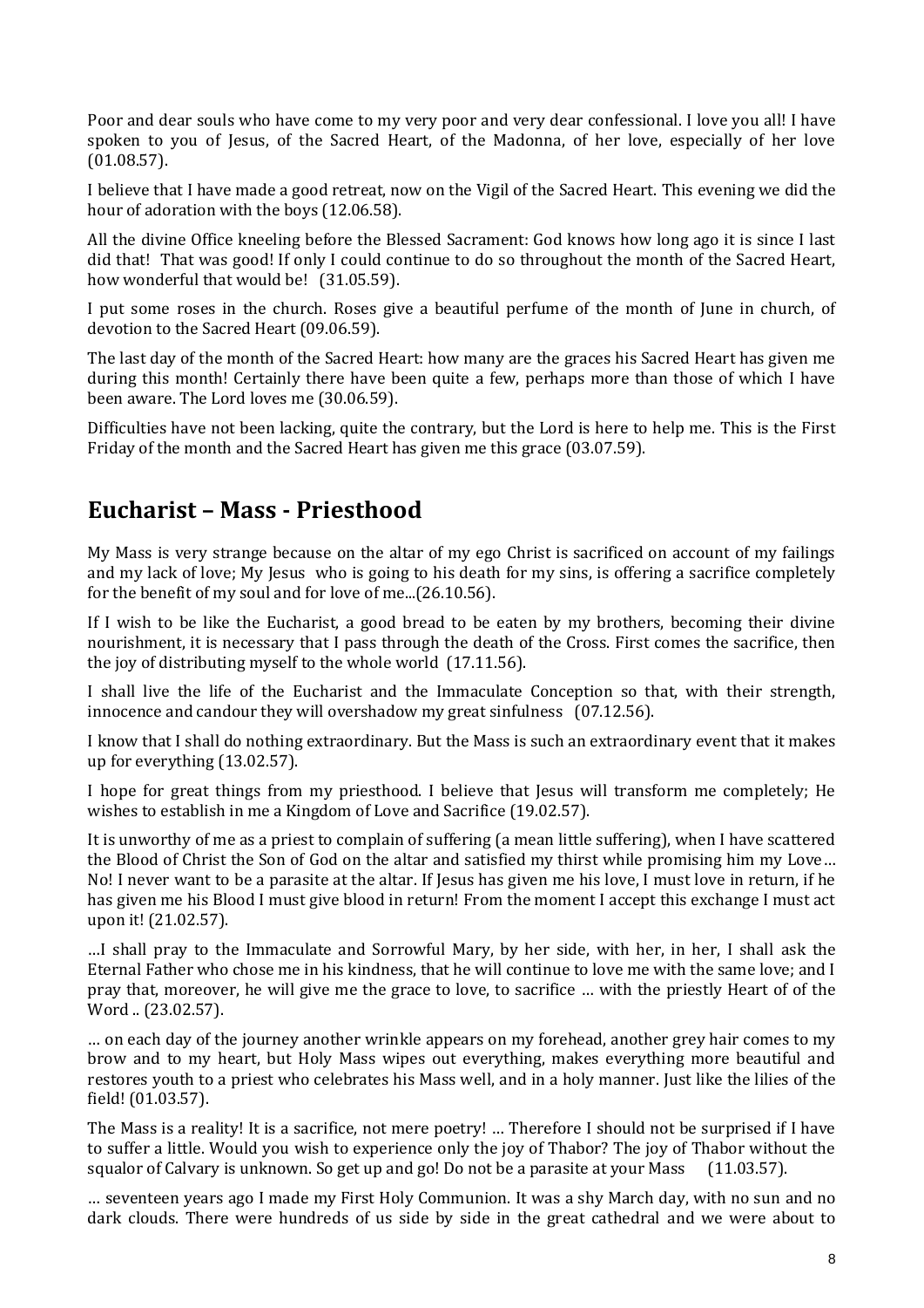Poor and dear souls who have come to my very poor and very dear confessional. I love you all! I have spoken to you of Jesus, of the Sacred Heart, of the Madonna, of her love, especially of her love (01.08.57).

I believe that I have made a good retreat, now on the Vigil of the Sacred Heart. This evening we did the hour of adoration with the boys (12.06.58).

All the divine Office kneeling before the Blessed Sacrament: God knows how long ago it is since I last did that! That was good! If only I could continue to do so throughout the month of the Sacred Heart, how wonderful that would be! (31.05.59).

I put some roses in the church. Roses give a beautiful perfume of the month of June in church, of devotion to the Sacred Heart (09.06.59).

The last day of the month of the Sacred Heart: how many are the graces his Sacred Heart has given me during this month! Certainly there have been quite a few, perhaps more than those of which I have been aware. The Lord loves me (30.06.59).

Difficulties have not been lacking, quite the contrary, but the Lord is here to help me. This is the First Friday of the month and the Sacred Heart has given me this grace (03.07.59).

## Eucharist – Mass - Priesthood

My Mass is very strange because on the altar of my ego Christ is sacrificed on account of my failings and my lack of love; My Jesus who is going to his death for my sins, is offering a sacrifice completely for the benefit of my soul and for love of me...(26.10.56).

If I wish to be like the Eucharist, a good bread to be eaten by my brothers, becoming their divine nourishment, it is necessary that I pass through the death of the Cross. First comes the sacrifice, then the joy of distributing myself to the whole world (17.11.56).

I shall live the life of the Eucharist and the Immaculate Conception so that, with their strength, innocence and candour they will overshadow my great sinfulness (07.12.56).

I know that I shall do nothing extraordinary. But the Mass is such an extraordinary event that it makes up for everything (13.02.57).

I hope for great things from my priesthood. I believe that Jesus will transform me completely; He wishes to establish in me a Kingdom of Love and Sacrifice (19.02.57).

It is unworthy of me as a priest to complain of suffering (a mean little suffering), when I have scattered the Blood of Christ the Son of God on the altar and satisfied my thirst while promising him my Love… No! I never want to be a parasite at the altar. If Jesus has given me his love, I must love in return, if he has given me his Blood I must give blood in return! From the moment I accept this exchange I must act upon it! (21.02.57).

…I shall pray to the Immaculate and Sorrowful Mary, by her side, with her, in her, I shall ask the Eternal Father who chose me in his kindness, that he will continue to love me with the same love; and I pray that, moreover, he will give me the grace to love, to sacrifice … with the priestly Heart of of the Word .. (23.02.57).

… on each day of the journey another wrinkle appears on my forehead, another grey hair comes to my brow and to my heart, but Holy Mass wipes out everything, makes everything more beautiful and restores youth to a priest who celebrates his Mass well, and in a holy manner. Just like the lilies of the field! (01.03.57).

The Mass is a reality! It is a sacrifice, not mere poetry! … Therefore I should not be surprised if I have to suffer a little. Would you wish to experience only the joy of Thabor? The joy of Thabor without the squalor of Calvary is unknown. So get up and go! Do not be a parasite at your Mass (11.03.57).

… seventeen years ago I made my First Holy Communion. It was a shy March day, with no sun and no dark clouds. There were hundreds of us side by side in the great cathedral and we were about to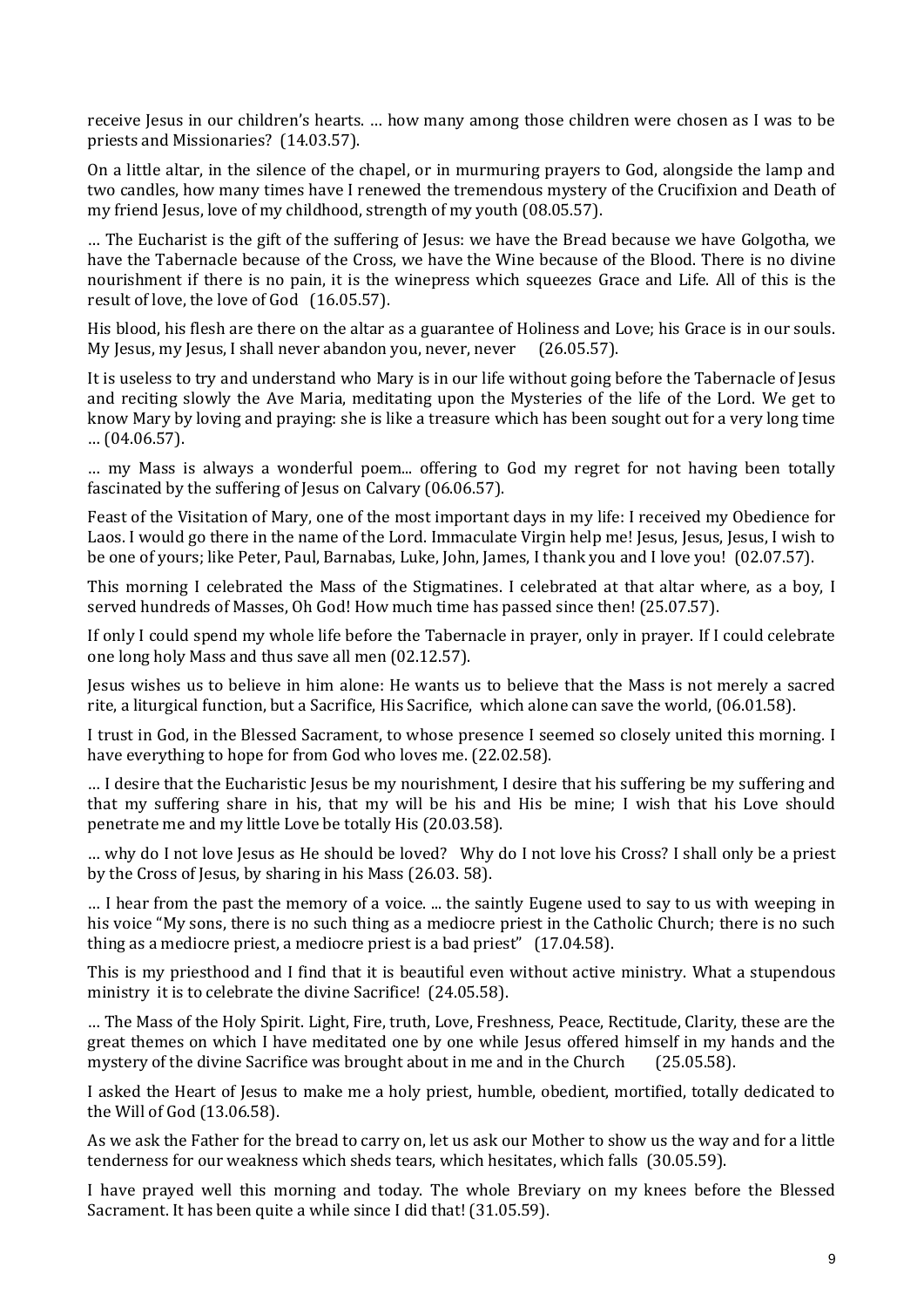receive Jesus in our children's hearts. … how many among those children were chosen as I was to be priests and Missionaries? (14.03.57).

On a little altar, in the silence of the chapel, or in murmuring prayers to God, alongside the lamp and two candles, how many times have I renewed the tremendous mystery of the Crucifixion and Death of my friend Jesus, love of my childhood, strength of my youth (08.05.57).

… The Eucharist is the gift of the suffering of Jesus: we have the Bread because we have Golgotha, we have the Tabernacle because of the Cross, we have the Wine because of the Blood. There is no divine nourishment if there is no pain, it is the winepress which squeezes Grace and Life. All of this is the result of love, the love of God (16.05.57).

His blood, his flesh are there on the altar as a guarantee of Holiness and Love; his Grace is in our souls. My Jesus, my Jesus, I shall never abandon you, never, never (26.05.57).

It is useless to try and understand who Mary is in our life without going before the Tabernacle of Jesus and reciting slowly the Ave Maria, meditating upon the Mysteries of the life of the Lord. We get to know Mary by loving and praying: she is like a treasure which has been sought out for a very long time … (04.06.57).

… my Mass is always a wonderful poem... offering to God my regret for not having been totally fascinated by the suffering of Jesus on Calvary (06.06.57).

Feast of the Visitation of Mary, one of the most important days in my life: I received my Obedience for Laos. I would go there in the name of the Lord. Immaculate Virgin help me! Jesus, Jesus, Jesus, I wish to be one of yours; like Peter, Paul, Barnabas, Luke, John, James, I thank you and I love you! (02.07.57).

This morning I celebrated the Mass of the Stigmatines. I celebrated at that altar where, as a boy, I served hundreds of Masses, Oh God! How much time has passed since then! (25.07.57).

If only I could spend my whole life before the Tabernacle in prayer, only in prayer. If I could celebrate one long holy Mass and thus save all men (02.12.57).

Jesus wishes us to believe in him alone: He wants us to believe that the Mass is not merely a sacred rite, a liturgical function, but a Sacrifice, His Sacrifice, which alone can save the world, (06.01.58).

I trust in God, in the Blessed Sacrament, to whose presence I seemed so closely united this morning. I have everything to hope for from God who loves me. (22.02.58).

… I desire that the Eucharistic Jesus be my nourishment, I desire that his suffering be my suffering and that my suffering share in his, that my will be his and His be mine; I wish that his Love should penetrate me and my little Love be totally His (20.03.58).

… why do I not love Jesus as He should be loved? Why do I not love his Cross? I shall only be a priest by the Cross of Jesus, by sharing in his Mass (26.03. 58).

… I hear from the past the memory of a voice. ... the saintly Eugene used to say to us with weeping in his voice "My sons, there is no such thing as a mediocre priest in the Catholic Church; there is no such thing as a mediocre priest, a mediocre priest is a bad priest" (17.04.58).

This is my priesthood and I find that it is beautiful even without active ministry. What a stupendous ministry it is to celebrate the divine Sacrifice! (24.05.58).

… The Mass of the Holy Spirit. Light, Fire, truth, Love, Freshness, Peace, Rectitude, Clarity, these are the great themes on which I have meditated one by one while Jesus offered himself in my hands and the mystery of the divine Sacrifice was brought about in me and in the Church (25.05.58).

I asked the Heart of Jesus to make me a holy priest, humble, obedient, mortified, totally dedicated to the Will of God (13.06.58).

As we ask the Father for the bread to carry on, let us ask our Mother to show us the way and for a little tenderness for our weakness which sheds tears, which hesitates, which falls (30.05.59).

I have prayed well this morning and today. The whole Breviary on my knees before the Blessed Sacrament. It has been quite a while since I did that! (31.05.59).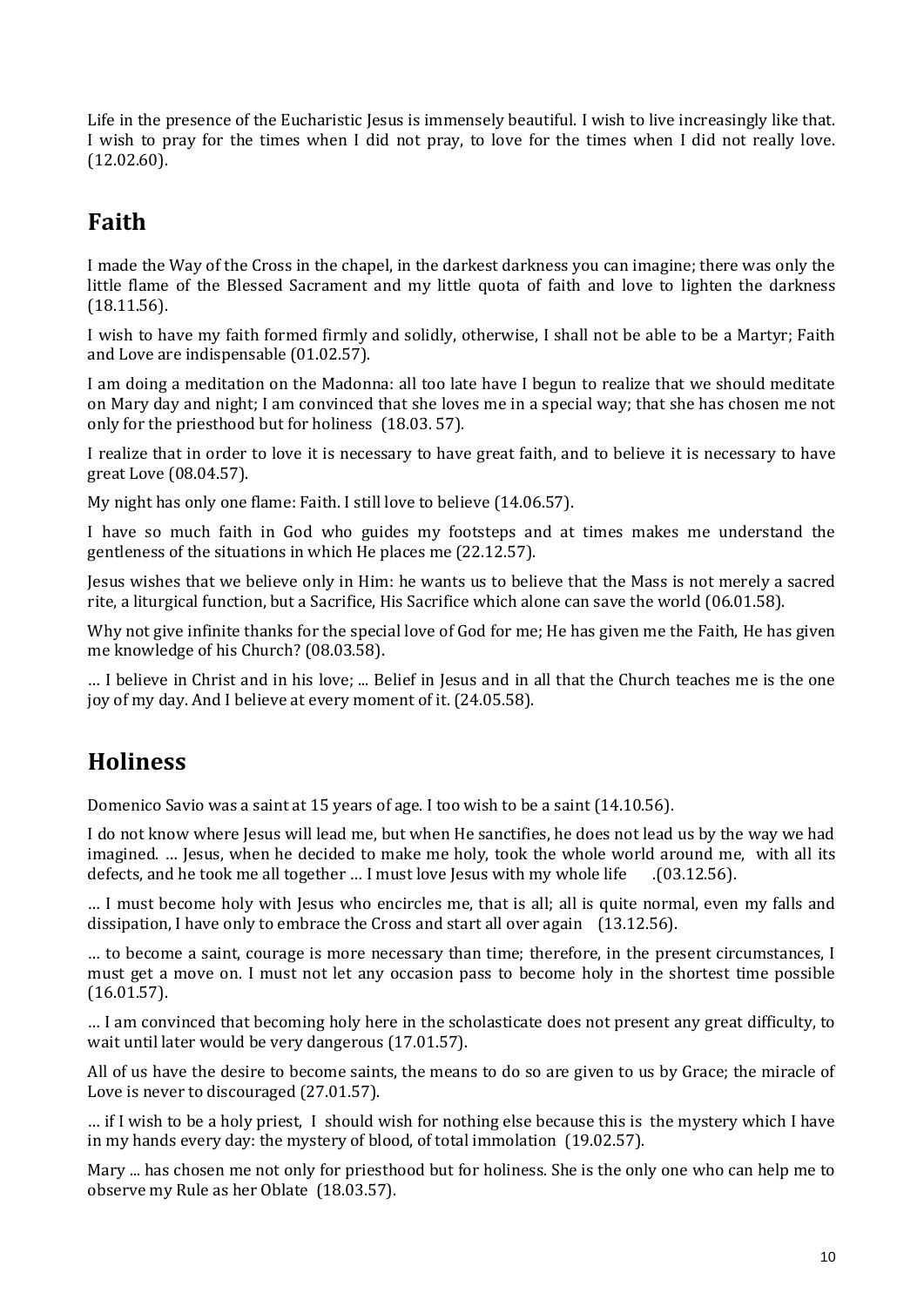Life in the presence of the Eucharistic Jesus is immensely beautiful. I wish to live increasingly like that. I wish to pray for the times when I did not pray, to love for the times when I did not really love. (12.02.60).

## Faith

I made the Way of the Cross in the chapel, in the darkest darkness you can imagine; there was only the little flame of the Blessed Sacrament and my little quota of faith and love to lighten the darkness (18.11.56).

I wish to have my faith formed firmly and solidly, otherwise, I shall not be able to be a Martyr; Faith and Love are indispensable (01.02.57).

I am doing a meditation on the Madonna: all too late have I begun to realize that we should meditate on Mary day and night; I am convinced that she loves me in a special way; that she has chosen me not only for the priesthood but for holiness (18.03. 57).

I realize that in order to love it is necessary to have great faith, and to believe it is necessary to have great Love (08.04.57).

My night has only one flame: Faith. I still love to believe (14.06.57).

I have so much faith in God who guides my footsteps and at times makes me understand the gentleness of the situations in which He places me (22.12.57).

Jesus wishes that we believe only in Him: he wants us to believe that the Mass is not merely a sacred rite, a liturgical function, but a Sacrifice, His Sacrifice which alone can save the world (06.01.58).

Why not give infinite thanks for the special love of God for me; He has given me the Faith, He has given me knowledge of his Church? (08.03.58).

… I believe in Christ and in his love; ... Belief in Jesus and in all that the Church teaches me is the one joy of my day. And I believe at every moment of it. (24.05.58).

## Holiness

Domenico Savio was a saint at 15 years of age. I too wish to be a saint (14.10.56).

I do not know where Jesus will lead me, but when He sanctifies, he does not lead us by the way we had imagined. … Jesus, when he decided to make me holy, took the whole world around me, with all its defects, and he took me all together … I must love Jesus with my whole life .(03.12.56).

… I must become holy with Jesus who encircles me, that is all; all is quite normal, even my falls and dissipation, I have only to embrace the Cross and start all over again (13.12.56).

… to become a saint, courage is more necessary than time; therefore, in the present circumstances, I must get a move on. I must not let any occasion pass to become holy in the shortest time possible (16.01.57).

… I am convinced that becoming holy here in the scholasticate does not present any great difficulty, to wait until later would be very dangerous (17.01.57).

All of us have the desire to become saints, the means to do so are given to us by Grace; the miracle of Love is never to discouraged (27.01.57).

… if I wish to be a holy priest, I should wish for nothing else because this is the mystery which I have in my hands every day: the mystery of blood, of total immolation (19.02.57).

Mary ... has chosen me not only for priesthood but for holiness. She is the only one who can help me to observe my Rule as her Oblate (18.03.57).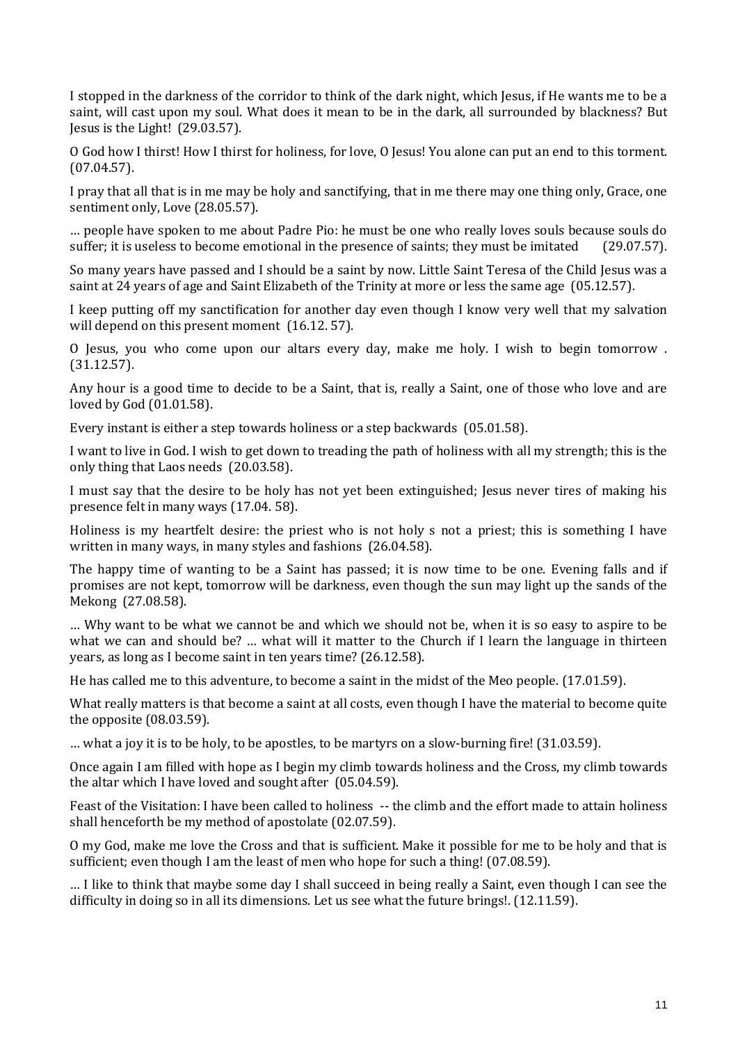I stopped in the darkness of the corridor to think of the dark night, which Jesus, if He wants me to be a saint, will cast upon my soul. What does it mean to be in the dark, all surrounded by blackness? But Jesus is the Light! (29.03.57).

O God how I thirst! How I thirst for holiness, for love, O Jesus! You alone can put an end to this torment. (07.04.57).

I pray that all that is in me may be holy and sanctifying, that in me there may one thing only, Grace, one sentiment only, Love (28.05.57).

… people have spoken to me about Padre Pio: he must be one who really loves souls because souls do suffer; it is useless to become emotional in the presence of saints; they must be imitated (29.07.57).

So many years have passed and I should be a saint by now. Little Saint Teresa of the Child Jesus was a saint at 24 years of age and Saint Elizabeth of the Trinity at more or less the same age (05.12.57).

I keep putting off my sanctification for another day even though I know very well that my salvation will depend on this present moment (16.12. 57).

O Jesus, you who come upon our altars every day, make me holy. I wish to begin tomorrow . (31.12.57).

Any hour is a good time to decide to be a Saint, that is, really a Saint, one of those who love and are loved by God (01.01.58).

Every instant is either a step towards holiness or a step backwards (05.01.58).

I want to live in God. I wish to get down to treading the path of holiness with all my strength; this is the only thing that Laos needs (20.03.58).

I must say that the desire to be holy has not yet been extinguished; Jesus never tires of making his presence felt in many ways (17.04. 58).

Holiness is my heartfelt desire: the priest who is not holy s not a priest; this is something I have written in many ways, in many styles and fashions (26.04.58).

The happy time of wanting to be a Saint has passed; it is now time to be one. Evening falls and if promises are not kept, tomorrow will be darkness, even though the sun may light up the sands of the Mekong (27.08.58).

… Why want to be what we cannot be and which we should not be, when it is so easy to aspire to be what we can and should be? … what will it matter to the Church if I learn the language in thirteen years, as long as I become saint in ten years time? (26.12.58).

He has called me to this adventure, to become a saint in the midst of the Meo people. (17.01.59).

What really matters is that become a saint at all costs, even though I have the material to become quite the opposite (08.03.59).

… what a joy it is to be holy, to be apostles, to be martyrs on a slow-burning fire! (31.03.59).

Once again I am filled with hope as I begin my climb towards holiness and the Cross, my climb towards the altar which I have loved and sought after (05.04.59).

Feast of the Visitation: I have been called to holiness -- the climb and the effort made to attain holiness shall henceforth be my method of apostolate (02.07.59).

O my God, make me love the Cross and that is sufficient. Make it possible for me to be holy and that is sufficient; even though I am the least of men who hope for such a thing! (07.08.59).

… I like to think that maybe some day I shall succeed in being really a Saint, even though I can see the difficulty in doing so in all its dimensions. Let us see what the future brings!. (12.11.59).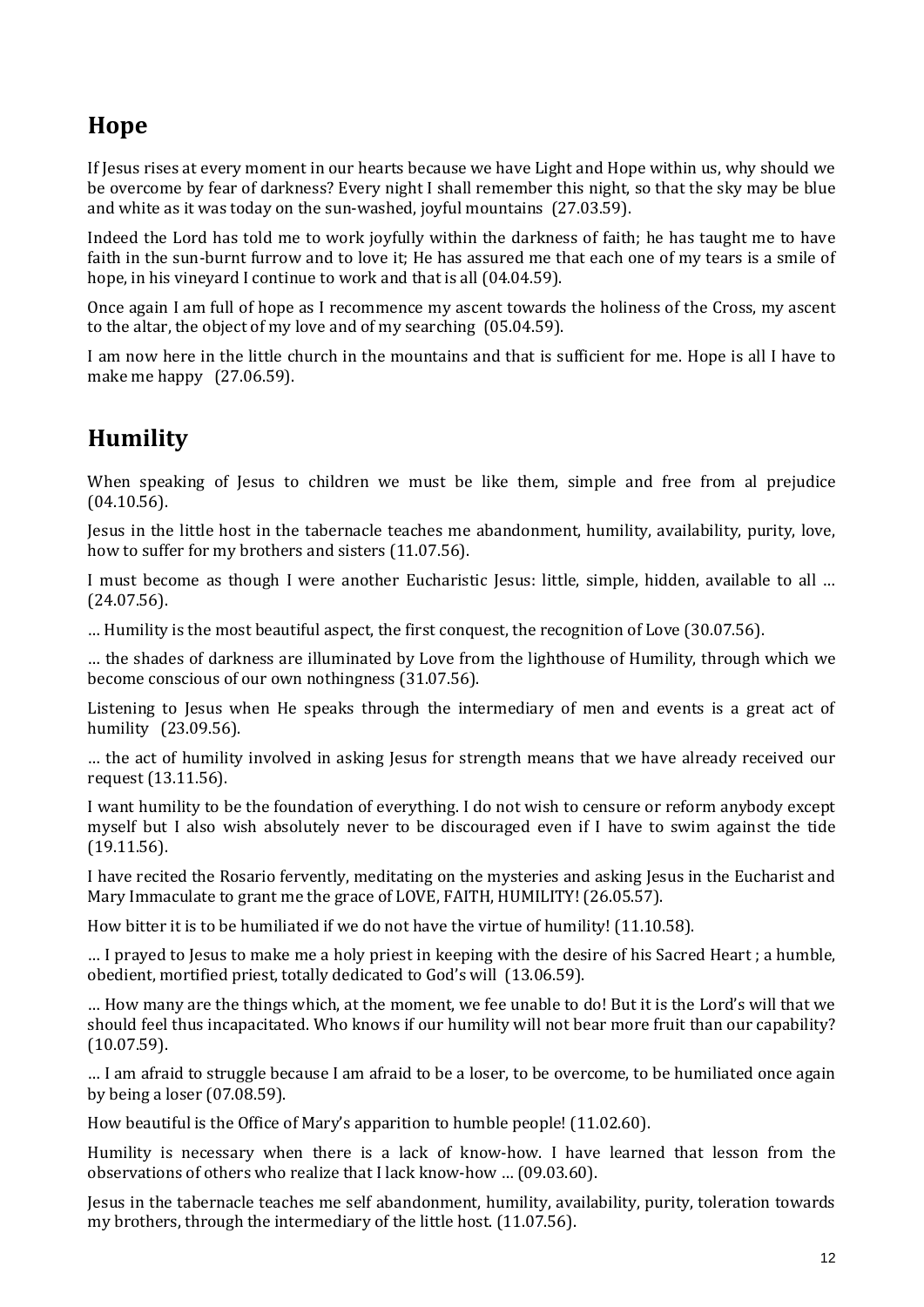## Hope

If Jesus rises at every moment in our hearts because we have Light and Hope within us, why should we be overcome by fear of darkness? Every night I shall remember this night, so that the sky may be blue and white as it was today on the sun-washed, joyful mountains (27.03.59).

Indeed the Lord has told me to work joyfully within the darkness of faith; he has taught me to have faith in the sun-burnt furrow and to love it; He has assured me that each one of my tears is a smile of hope, in his vineyard I continue to work and that is all (04.04.59).

Once again I am full of hope as I recommence my ascent towards the holiness of the Cross, my ascent to the altar, the object of my love and of my searching (05.04.59).

I am now here in the little church in the mountains and that is sufficient for me. Hope is all I have to make me happy (27.06.59).

## Humility

When speaking of Jesus to children we must be like them, simple and free from al prejudice (04.10.56).

Jesus in the little host in the tabernacle teaches me abandonment, humility, availability, purity, love, how to suffer for my brothers and sisters (11.07.56).

I must become as though I were another Eucharistic Jesus: little, simple, hidden, available to all … (24.07.56).

… Humility is the most beautiful aspect, the first conquest, the recognition of Love (30.07.56).

… the shades of darkness are illuminated by Love from the lighthouse of Humility, through which we become conscious of our own nothingness (31.07.56).

Listening to Jesus when He speaks through the intermediary of men and events is a great act of humility (23.09.56).

… the act of humility involved in asking Jesus for strength means that we have already received our request (13.11.56).

I want humility to be the foundation of everything. I do not wish to censure or reform anybody except myself but I also wish absolutely never to be discouraged even if I have to swim against the tide (19.11.56).

I have recited the Rosario fervently, meditating on the mysteries and asking Jesus in the Eucharist and Mary Immaculate to grant me the grace of LOVE, FAITH, HUMILITY! (26.05.57).

How bitter it is to be humiliated if we do not have the virtue of humility! (11.10.58).

… I prayed to Jesus to make me a holy priest in keeping with the desire of his Sacred Heart ; a humble, obedient, mortified priest, totally dedicated to God's will (13.06.59).

… How many are the things which, at the moment, we fee unable to do! But it is the Lord's will that we should feel thus incapacitated. Who knows if our humility will not bear more fruit than our capability? (10.07.59).

… I am afraid to struggle because I am afraid to be a loser, to be overcome, to be humiliated once again by being a loser (07.08.59).

How beautiful is the Office of Mary's apparition to humble people! (11.02.60).

Humility is necessary when there is a lack of know-how. I have learned that lesson from the observations of others who realize that I lack know-how … (09.03.60).

Jesus in the tabernacle teaches me self abandonment, humility, availability, purity, toleration towards my brothers, through the intermediary of the little host. (11.07.56).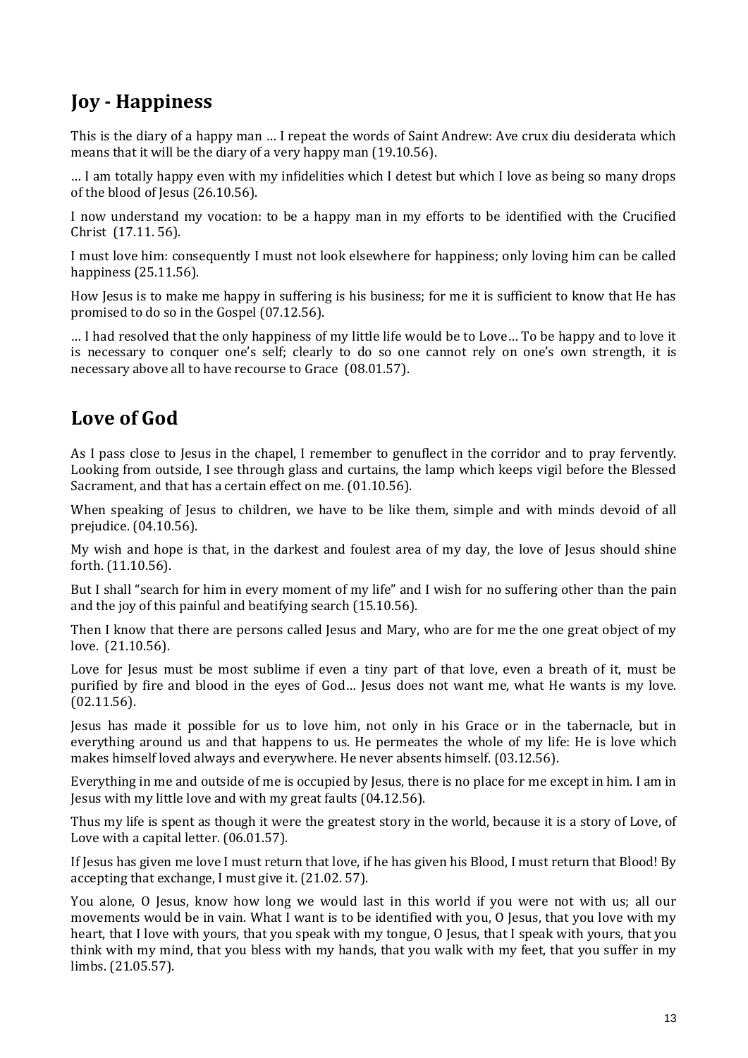## Joy - Happiness

This is the diary of a happy man … I repeat the words of Saint Andrew: Ave crux diu desiderata which means that it will be the diary of a very happy man (19.10.56).

… I am totally happy even with my infidelities which I detest but which I love as being so many drops of the blood of Jesus (26.10.56).

I now understand my vocation: to be a happy man in my efforts to be identified with the Crucified Christ (17.11. 56).

I must love him: consequently I must not look elsewhere for happiness; only loving him can be called happiness (25.11.56).

How Jesus is to make me happy in suffering is his business; for me it is sufficient to know that He has promised to do so in the Gospel (07.12.56).

… I had resolved that the only happiness of my little life would be to Love… To be happy and to love it is necessary to conquer one's self; clearly to do so one cannot rely on one's own strength, it is necessary above all to have recourse to Grace (08.01.57).

## Love of God

As I pass close to Jesus in the chapel, I remember to genuflect in the corridor and to pray fervently. Looking from outside, I see through glass and curtains, the lamp which keeps vigil before the Blessed Sacrament, and that has a certain effect on me. (01.10.56).

When speaking of Jesus to children, we have to be like them, simple and with minds devoid of all prejudice. (04.10.56).

My wish and hope is that, in the darkest and foulest area of my day, the love of Jesus should shine forth. (11.10.56).

But I shall "search for him in every moment of my life" and I wish for no suffering other than the pain and the joy of this painful and beatifying search (15.10.56).

Then I know that there are persons called Jesus and Mary, who are for me the one great object of my love. (21.10.56).

Love for Jesus must be most sublime if even a tiny part of that love, even a breath of it, must be purified by fire and blood in the eyes of God… Jesus does not want me, what He wants is my love. (02.11.56).

Jesus has made it possible for us to love him, not only in his Grace or in the tabernacle, but in everything around us and that happens to us. He permeates the whole of my life: He is love which makes himself loved always and everywhere. He never absents himself. (03.12.56).

Everything in me and outside of me is occupied by Jesus, there is no place for me except in him. I am in Jesus with my little love and with my great faults (04.12.56).

Thus my life is spent as though it were the greatest story in the world, because it is a story of Love, of Love with a capital letter. (06.01.57).

If Jesus has given me love I must return that love, if he has given his Blood, I must return that Blood! By accepting that exchange, I must give it. (21.02. 57).

You alone, O Jesus, know how long we would last in this world if you were not with us; all our movements would be in vain. What I want is to be identified with you, O Jesus, that you love with my heart, that I love with yours, that you speak with my tongue, O Jesus, that I speak with yours, that you think with my mind, that you bless with my hands, that you walk with my feet, that you suffer in my limbs. (21.05.57).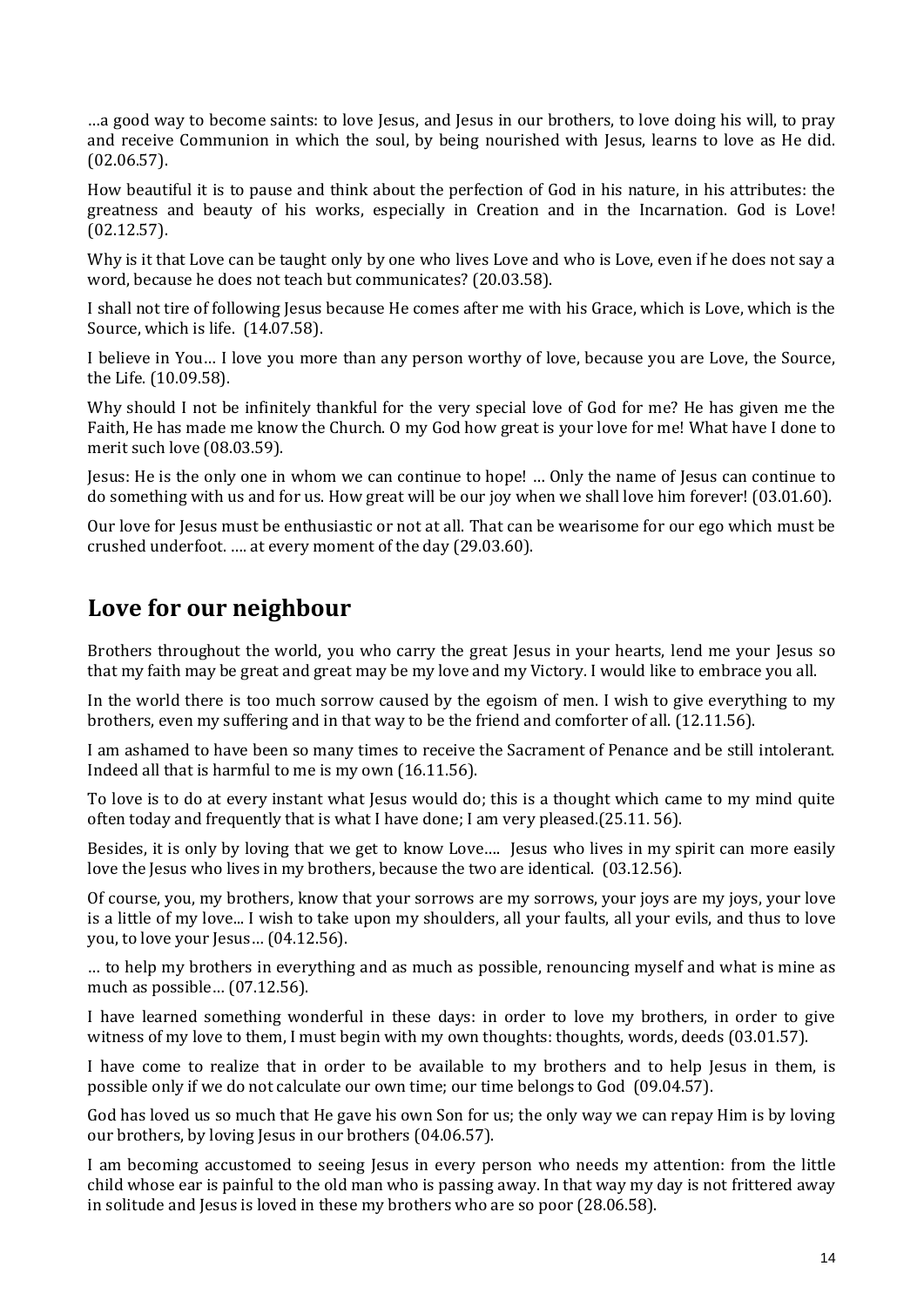…a good way to become saints: to love Jesus, and Jesus in our brothers, to love doing his will, to pray and receive Communion in which the soul, by being nourished with Jesus, learns to love as He did. (02.06.57).

How beautiful it is to pause and think about the perfection of God in his nature, in his attributes: the greatness and beauty of his works, especially in Creation and in the Incarnation. God is Love! (02.12.57).

Why is it that Love can be taught only by one who lives Love and who is Love, even if he does not say a word, because he does not teach but communicates? (20.03.58).

I shall not tire of following Jesus because He comes after me with his Grace, which is Love, which is the Source, which is life. (14.07.58).

I believe in You… I love you more than any person worthy of love, because you are Love, the Source, the Life. (10.09.58).

Why should I not be infinitely thankful for the very special love of God for me? He has given me the Faith, He has made me know the Church. O my God how great is your love for me! What have I done to merit such love (08.03.59).

Jesus: He is the only one in whom we can continue to hope! … Only the name of Jesus can continue to do something with us and for us. How great will be our joy when we shall love him forever! (03.01.60).

Our love for Jesus must be enthusiastic or not at all. That can be wearisome for our ego which must be crushed underfoot. …. at every moment of the day (29.03.60).

## Love for our neighbour

Brothers throughout the world, you who carry the great Jesus in your hearts, lend me your Jesus so that my faith may be great and great may be my love and my Victory. I would like to embrace you all.

In the world there is too much sorrow caused by the egoism of men. I wish to give everything to my brothers, even my suffering and in that way to be the friend and comforter of all. (12.11.56).

I am ashamed to have been so many times to receive the Sacrament of Penance and be still intolerant. Indeed all that is harmful to me is my own (16.11.56).

To love is to do at every instant what Jesus would do; this is a thought which came to my mind quite often today and frequently that is what I have done; I am very pleased.(25.11. 56).

Besides, it is only by loving that we get to know Love…. Jesus who lives in my spirit can more easily love the Jesus who lives in my brothers, because the two are identical. (03.12.56).

Of course, you, my brothers, know that your sorrows are my sorrows, your joys are my joys, your love is a little of my love... I wish to take upon my shoulders, all your faults, all your evils, and thus to love you, to love your Jesus… (04.12.56).

… to help my brothers in everything and as much as possible, renouncing myself and what is mine as much as possible… (07.12.56).

I have learned something wonderful in these days: in order to love my brothers, in order to give witness of my love to them, I must begin with my own thoughts: thoughts, words, deeds (03.01.57).

I have come to realize that in order to be available to my brothers and to help Jesus in them, is possible only if we do not calculate our own time; our time belongs to God (09.04.57).

God has loved us so much that He gave his own Son for us; the only way we can repay Him is by loving our brothers, by loving Jesus in our brothers (04.06.57).

I am becoming accustomed to seeing Jesus in every person who needs my attention: from the little child whose ear is painful to the old man who is passing away. In that way my day is not frittered away in solitude and Jesus is loved in these my brothers who are so poor (28.06.58).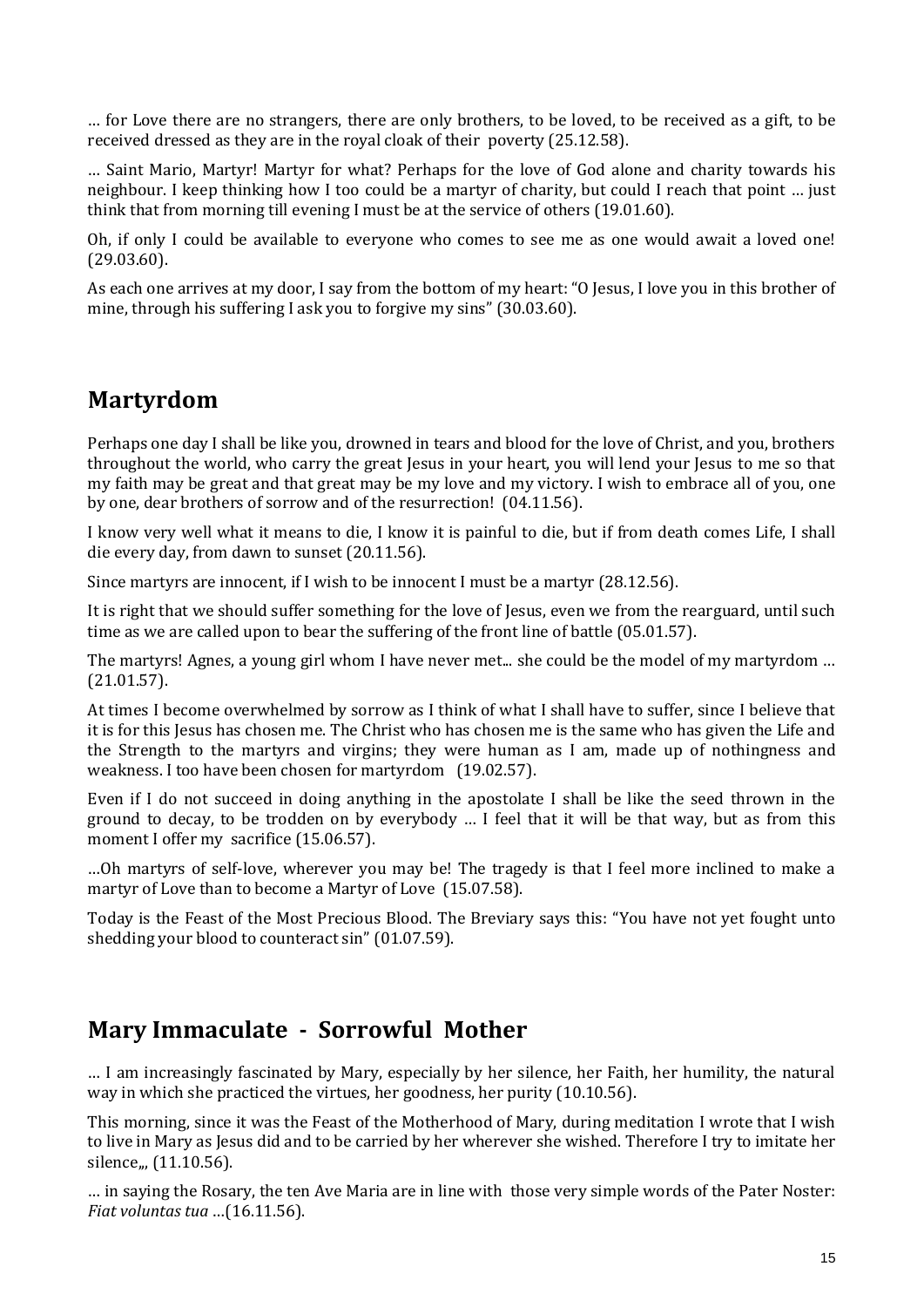… for Love there are no strangers, there are only brothers, to be loved, to be received as a gift, to be received dressed as they are in the royal cloak of their poverty (25.12.58).

… Saint Mario, Martyr! Martyr for what? Perhaps for the love of God alone and charity towards his neighbour. I keep thinking how I too could be a martyr of charity, but could I reach that point … just think that from morning till evening I must be at the service of others (19.01.60).

Oh, if only I could be available to everyone who comes to see me as one would await a loved one! (29.03.60).

As each one arrives at my door, I say from the bottom of my heart: "O Jesus, I love you in this brother of mine, through his suffering I ask you to forgive my sins" (30.03.60).

## Martyrdom

Perhaps one day I shall be like you, drowned in tears and blood for the love of Christ, and you, brothers throughout the world, who carry the great Jesus in your heart, you will lend your Jesus to me so that my faith may be great and that great may be my love and my victory. I wish to embrace all of you, one by one, dear brothers of sorrow and of the resurrection! (04.11.56).

I know very well what it means to die, I know it is painful to die, but if from death comes Life, I shall die every day, from dawn to sunset (20.11.56).

Since martyrs are innocent, if I wish to be innocent I must be a martyr (28.12.56).

It is right that we should suffer something for the love of Jesus, even we from the rearguard, until such time as we are called upon to bear the suffering of the front line of battle (05.01.57).

The martyrs! Agnes, a young girl whom I have never met... she could be the model of my martyrdom … (21.01.57).

At times I become overwhelmed by sorrow as I think of what I shall have to suffer, since I believe that it is for this Jesus has chosen me. The Christ who has chosen me is the same who has given the Life and the Strength to the martyrs and virgins; they were human as I am, made up of nothingness and weakness. I too have been chosen for martyrdom (19.02.57).

Even if I do not succeed in doing anything in the apostolate I shall be like the seed thrown in the ground to decay, to be trodden on by everybody … I feel that it will be that way, but as from this moment I offer my sacrifice (15.06.57).

…Oh martyrs of self-love, wherever you may be! The tragedy is that I feel more inclined to make a martyr of Love than to become a Martyr of Love (15.07.58).

Today is the Feast of the Most Precious Blood. The Breviary says this: "You have not yet fought unto shedding your blood to counteract sin" (01.07.59).

## Mary Immaculate - Sorrowful Mother

… I am increasingly fascinated by Mary, especially by her silence, her Faith, her humility, the natural way in which she practiced the virtues, her goodness, her purity (10.10.56).

This morning, since it was the Feast of the Motherhood of Mary, during meditation I wrote that I wish to live in Mary as Jesus did and to be carried by her wherever she wished. Therefore I try to imitate her silence,,, (11.10.56).

… in saying the Rosary, the ten Ave Maria are in line with those very simple words of the Pater Noster: *Fiat voluntas tua* …(16.11.56).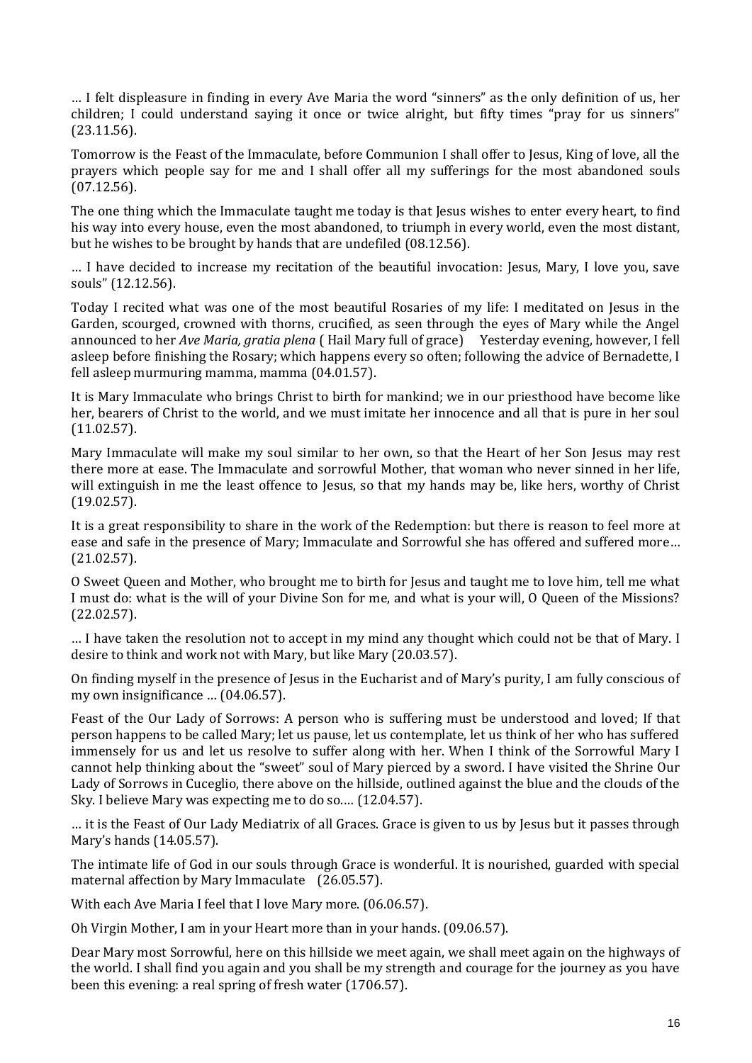… I felt displeasure in finding in every Ave Maria the word “sinners” as the only definition of us, her children; I could understand saying it once or twice alright, but fifty times “pray for us sinners” (23.11.56).

Tomorrow is the Feast of the Immaculate, before Communion I shall offer to Jesus, King of love, all the prayers which people say for me and I shall offer all my sufferings for the most abandoned souls (07.12.56).

The one thing which the Immaculate taught me today is that Jesus wishes to enter every heart, to find his way into every house, even the most abandoned, to triumph in every world, even the most distant, but he wishes to be brought by hands that are undefiled (08.12.56).

… I have decided to increase my recitation of the beautiful invocation: Jesus, Mary, I love you, save souls” (12.12.56).

Today I recited what was one of the most beautiful Rosaries of my life: I meditated on Jesus in the Garden, scourged, crowned with thorns, crucified, as seen through the eyes of Mary while the Angel announced to her *Ave Maria, gratia plena* ( Hail Mary full of grace)  Yesterday evening, however, I fell asleep before finishing the Rosary; which happens every so often; following the advice of Bernadette, I fell asleep murmuring mamma, mamma (04.01.57).

It is Mary Immaculate who brings Christ to birth for mankind; we in our priesthood have become like her, bearers of Christ to the world, and we must imitate her innocence and all that is pure in her soul (11.02.57).

Mary Immaculate will make my soul similar to her own, so that the Heart of her Son Jesus may rest there more at ease. The Immaculate and sorrowful Mother, that woman who never sinned in her life, will extinguish in me the least offence to Jesus, so that my hands may be, like hers, worthy of Christ (19.02.57).

It is a great responsibility to share in the work of the Redemption: but there is reason to feel more at ease and safe in the presence of Mary; Immaculate and Sorrowful she has offered and suffered more… (21.02.57).

O Sweet Queen and Mother, who brought me to birth for Jesus and taught me to love him, tell me what I must do: what is the will of your Divine Son for me, and what is your will, O Queen of the Missions? (22.02.57).

… I have taken the resolution not to accept in my mind any thought which could not be that of Mary. I desire to think and work not with Mary, but like Mary (20.03.57).

On finding myself in the presence of Jesus in the Eucharist and of Mary's purity, I am fully conscious of my own insignificance … (04.06.57).

Feast of the Our Lady of Sorrows: A person who is suffering must be understood and loved; If that person happens to be called Mary; let us pause, let us contemplate, let us think of her who has suffered immensely for us and let us resolve to suffer along with her. When I think of the Sorrowful Mary I cannot help thinking about the “sweet” soul of Mary pierced by a sword. I have visited the Shrine Our Lady of Sorrows in Cuceglio, there above on the hillside, outlined against the blue and the clouds of the Sky. I believe Mary was expecting me to do so…. (12.04.57).

… it is the Feast of Our Lady Mediatrix of all Graces. Grace is given to us by Jesus but it passes through Mary's hands (14.05.57).

The intimate life of God in our souls through Grace is wonderful. It is nourished, guarded with special maternal affection by Mary Immaculate  (26.05.57).

With each Ave Maria I feel that I love Mary more. (06.06.57).

Oh Virgin Mother, I am in your Heart more than in your hands. (09.06.57).

Dear Mary most Sorrowful, here on this hillside we meet again, we shall meet again on the highways of the world. I shall find you again and you shall be my strength and courage for the journey as you have been this evening: a real spring of fresh water (1706.57).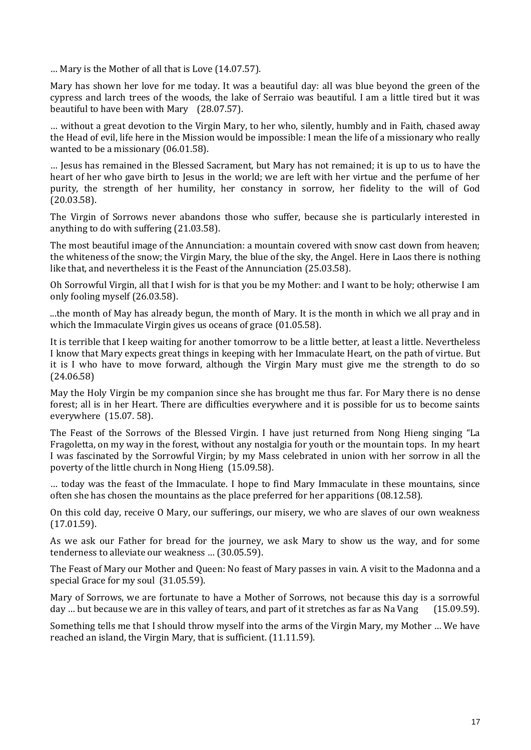… Mary is the Mother of all that is Love (14.07.57).

Mary has shown her love for me today. It was a beautiful day: all was blue beyond the green of the cypress and larch trees of the woods, the lake of Serraio was beautiful. I am a little tired but it was beautiful to have been with Mary (28.07.57).

… without a great devotion to the Virgin Mary, to her who, silently, humbly and in Faith, chased away the Head of evil, life here in the Mission would be impossible: I mean the life of a missionary who really wanted to be a missionary (06.01.58).

… Jesus has remained in the Blessed Sacrament, but Mary has not remained; it is up to us to have the heart of her who gave birth to Jesus in the world; we are left with her virtue and the perfume of her purity, the strength of her humility, her constancy in sorrow, her fidelity to the will of God (20.03.58).

The Virgin of Sorrows never abandons those who suffer, because she is particularly interested in anything to do with suffering (21.03.58).

The most beautiful image of the Annunciation: a mountain covered with snow cast down from heaven; the whiteness of the snow; the Virgin Mary, the blue of the sky, the Angel. Here in Laos there is nothing like that, and nevertheless it is the Feast of the Annunciation (25.03.58).

Oh Sorrowful Virgin, all that I wish for is that you be my Mother: and I want to be holy; otherwise I am only fooling myself (26.03.58).

...the month of May has already begun, the month of Mary. It is the month in which we all pray and in which the Immaculate Virgin gives us oceans of grace (01.05.58).

It is terrible that I keep waiting for another tomorrow to be a little better, at least a little. Nevertheless I know that Mary expects great things in keeping with her Immaculate Heart, on the path of virtue. But it is I who have to move forward, although the Virgin Mary must give me the strength to do so (24.06.58)

May the Holy Virgin be my companion since she has brought me thus far. For Mary there is no dense forest; all is in her Heart. There are difficulties everywhere and it is possible for us to become saints everywhere (15.07. 58).

The Feast of the Sorrows of the Blessed Virgin. I have just returned from Nong Hieng singing "La Fragoletta, on my way in the forest, without any nostalgia for youth or the mountain tops. In my heart I was fascinated by the Sorrowful Virgin; by my Mass celebrated in union with her sorrow in all the poverty of the little church in Nong Hieng (15.09.58).

… today was the feast of the Immaculate. I hope to find Mary Immaculate in these mountains, since often she has chosen the mountains as the place preferred for her apparitions (08.12.58).

On this cold day, receive O Mary, our sufferings, our misery, we who are slaves of our own weakness (17.01.59).

As we ask our Father for bread for the journey, we ask Mary to show us the way, and for some tenderness to alleviate our weakness … (30.05.59).

The Feast of Mary our Mother and Queen: No feast of Mary passes in vain. A visit to the Madonna and a special Grace for my soul (31.05.59).

Mary of Sorrows, we are fortunate to have a Mother of Sorrows, not because this day is a sorrowful day … but because we are in this valley of tears, and part of it stretches as far as Na Vang (15.09.59).

Something tells me that I should throw myself into the arms of the Virgin Mary, my Mother … We have reached an island, the Virgin Mary, that is sufficient. (11.11.59).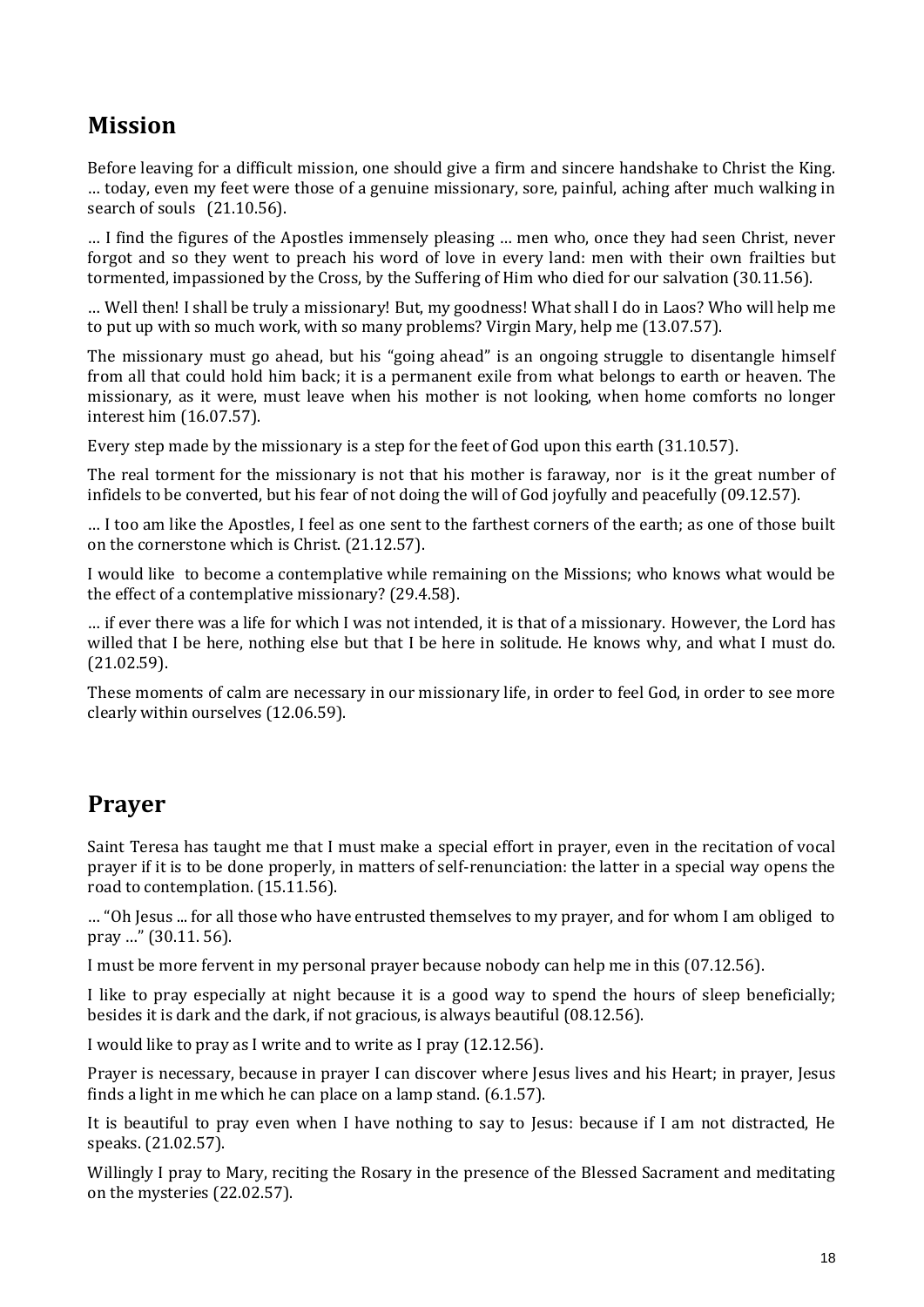## Mission

Before leaving for a difficult mission, one should give a firm and sincere handshake to Christ the King. … today, even my feet were those of a genuine missionary, sore, painful, aching after much walking in search of souls (21.10.56).

… I find the figures of the Apostles immensely pleasing … men who, once they had seen Christ, never forgot and so they went to preach his word of love in every land: men with their own frailties but tormented, impassioned by the Cross, by the Suffering of Him who died for our salvation (30.11.56).

… Well then! I shall be truly a missionary! But, my goodness! What shall I do in Laos? Who will help me to put up with so much work, with so many problems? Virgin Mary, help me (13.07.57).

The missionary must go ahead, but his "going ahead" is an ongoing struggle to disentangle himself from all that could hold him back; it is a permanent exile from what belongs to earth or heaven. The missionary, as it were, must leave when his mother is not looking, when home comforts no longer interest him (16.07.57).

Every step made by the missionary is a step for the feet of God upon this earth (31.10.57).

The real torment for the missionary is not that his mother is faraway, nor is it the great number of infidels to be converted, but his fear of not doing the will of God joyfully and peacefully (09.12.57).

… I too am like the Apostles, I feel as one sent to the farthest corners of the earth; as one of those built on the cornerstone which is Christ. (21.12.57).

I would like to become a contemplative while remaining on the Missions; who knows what would be the effect of a contemplative missionary? (29.4.58).

… if ever there was a life for which I was not intended, it is that of a missionary. However, the Lord has willed that I be here, nothing else but that I be here in solitude. He knows why, and what I must do. (21.02.59).

These moments of calm are necessary in our missionary life, in order to feel God, in order to see more clearly within ourselves (12.06.59).

## Prayer

Saint Teresa has taught me that I must make a special effort in prayer, even in the recitation of vocal prayer if it is to be done properly, in matters of self-renunciation: the latter in a special way opens the road to contemplation. (15.11.56).

… "Oh Jesus ... for all those who have entrusted themselves to my prayer, and for whom I am obliged to pray …" (30.11. 56).

I must be more fervent in my personal prayer because nobody can help me in this (07.12.56).

I like to pray especially at night because it is a good way to spend the hours of sleep beneficially; besides it is dark and the dark, if not gracious, is always beautiful (08.12.56).

I would like to pray as I write and to write as I pray (12.12.56).

Prayer is necessary, because in prayer I can discover where Jesus lives and his Heart; in prayer, Jesus finds a light in me which he can place on a lamp stand. (6.1.57).

It is beautiful to pray even when I have nothing to say to Jesus: because if I am not distracted, He speaks. (21.02.57).

Willingly I pray to Mary, reciting the Rosary in the presence of the Blessed Sacrament and meditating on the mysteries (22.02.57).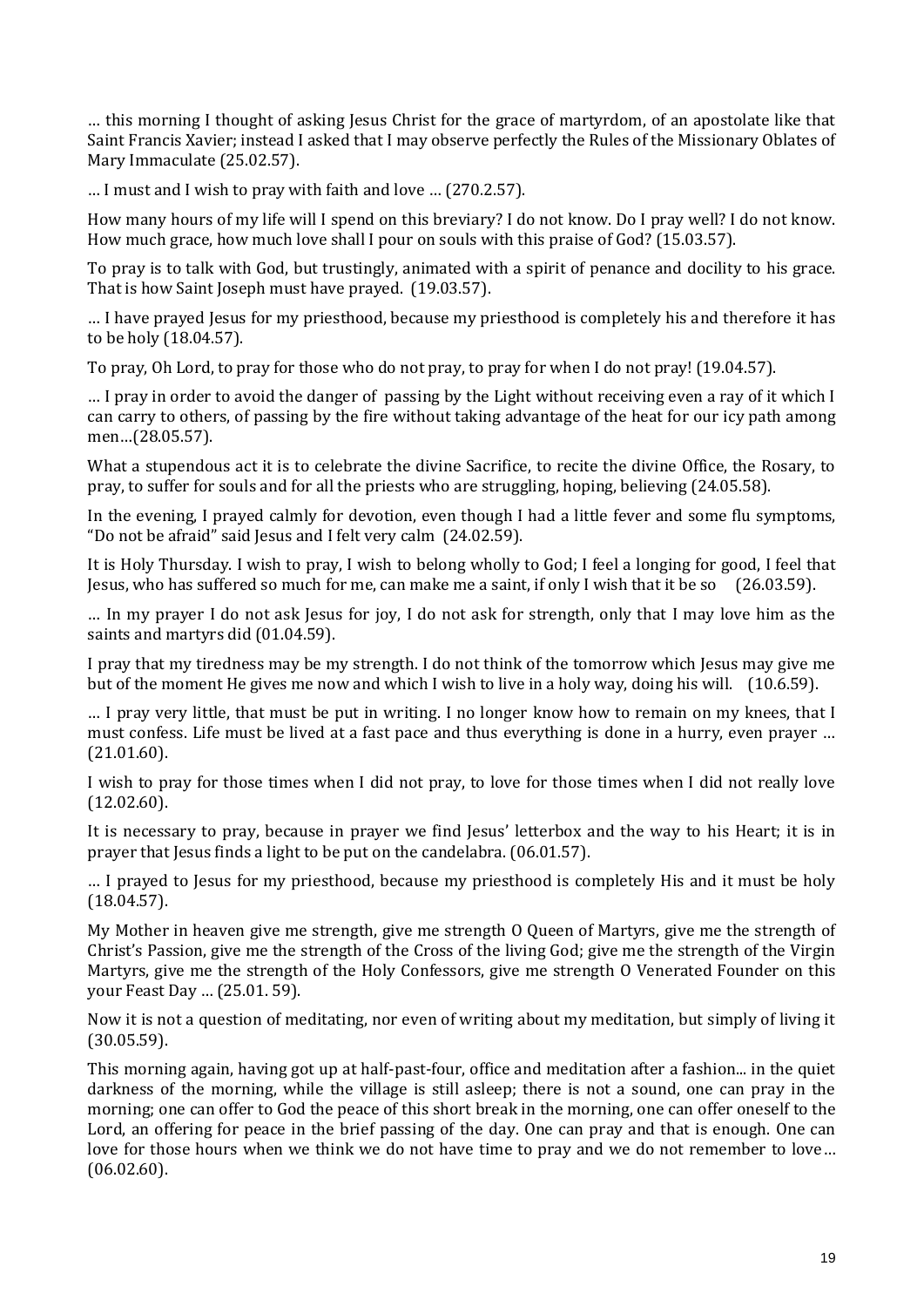… this morning I thought of asking Jesus Christ for the grace of martyrdom, of an apostolate like that Saint Francis Xavier; instead I asked that I may observe perfectly the Rules of the Missionary Oblates of Mary Immaculate (25.02.57).

… I must and I wish to pray with faith and love … (270.2.57).

How many hours of my life will I spend on this breviary? I do not know. Do I pray well? I do not know. How much grace, how much love shall I pour on souls with this praise of God? (15.03.57).

To pray is to talk with God, but trustingly, animated with a spirit of penance and docility to his grace. That is how Saint Joseph must have prayed. (19.03.57).

… I have prayed Jesus for my priesthood, because my priesthood is completely his and therefore it has to be holy (18.04.57).

To pray, Oh Lord, to pray for those who do not pray, to pray for when I do not pray! (19.04.57).

… I pray in order to avoid the danger of passing by the Light without receiving even a ray of it which I can carry to others, of passing by the fire without taking advantage of the heat for our icy path among men…(28.05.57).

What a stupendous act it is to celebrate the divine Sacrifice, to recite the divine Office, the Rosary, to pray, to suffer for souls and for all the priests who are struggling, hoping, believing (24.05.58).

In the evening, I prayed calmly for devotion, even though I had a little fever and some flu symptoms, "Do not be afraid" said Jesus and I felt very calm (24.02.59).

It is Holy Thursday. I wish to pray, I wish to belong wholly to God; I feel a longing for good, I feel that Jesus, who has suffered so much for me, can make me a saint, if only I wish that it be so (26.03.59).

… In my prayer I do not ask Jesus for joy, I do not ask for strength, only that I may love him as the saints and martyrs did (01.04.59).

I pray that my tiredness may be my strength. I do not think of the tomorrow which Jesus may give me but of the moment He gives me now and which I wish to live in a holy way, doing his will. (10.6.59).

… I pray very little, that must be put in writing. I no longer know how to remain on my knees, that I must confess. Life must be lived at a fast pace and thus everything is done in a hurry, even prayer … (21.01.60).

I wish to pray for those times when I did not pray, to love for those times when I did not really love (12.02.60).

It is necessary to pray, because in prayer we find Jesus' letterbox and the way to his Heart; it is in prayer that Jesus finds a light to be put on the candelabra. (06.01.57).

… I prayed to Jesus for my priesthood, because my priesthood is completely His and it must be holy (18.04.57).

My Mother in heaven give me strength, give me strength O Queen of Martyrs, give me the strength of Christ's Passion, give me the strength of the Cross of the living God; give me the strength of the Virgin Martyrs, give me the strength of the Holy Confessors, give me strength O Venerated Founder on this your Feast Day … (25.01. 59).

Now it is not a question of meditating, nor even of writing about my meditation, but simply of living it (30.05.59).

This morning again, having got up at half-past-four, office and meditation after a fashion... in the quiet darkness of the morning, while the village is still asleep; there is not a sound, one can pray in the morning; one can offer to God the peace of this short break in the morning, one can offer oneself to the Lord, an offering for peace in the brief passing of the day. One can pray and that is enough. One can love for those hours when we think we do not have time to pray and we do not remember to love… (06.02.60).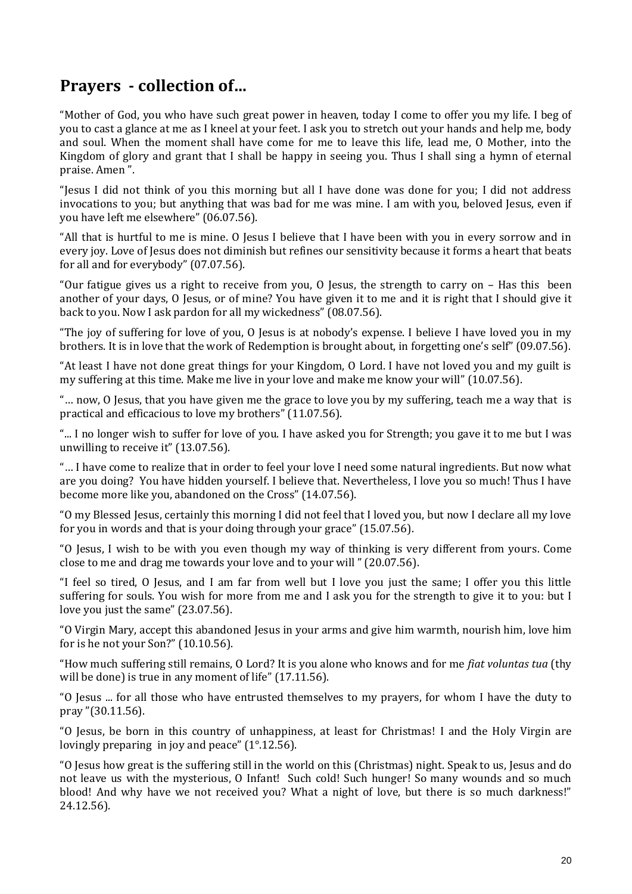## Prayers - collection of...

"Mother of God, you who have such great power in heaven, today I come to offer you my life. I beg of you to cast a glance at me as I kneel at your feet. I ask you to stretch out your hands and help me, body and soul. When the moment shall have come for me to leave this life, lead me, O Mother, into the Kingdom of glory and grant that I shall be happy in seeing you. Thus I shall sing a hymn of eternal praise. Amen ".

"Jesus I did not think of you this morning but all I have done was done for you; I did not address invocations to you; but anything that was bad for me was mine. I am with you, beloved Jesus, even if you have left me elsewhere" (06.07.56).

"All that is hurtful to me is mine. O Jesus I believe that I have been with you in every sorrow and in every joy. Love of Jesus does not diminish but refines our sensitivity because it forms a heart that beats for all and for everybody" (07.07.56).

"Our fatigue gives us a right to receive from you, O Jesus, the strength to carry on – Has this been another of your days, O Jesus, or of mine? You have given it to me and it is right that I should give it back to you. Now I ask pardon for all my wickedness" (08.07.56).

"The joy of suffering for love of you, O Jesus is at nobody's expense. I believe I have loved you in my brothers. It is in love that the work of Redemption is brought about, in forgetting one's self" (09.07.56).

"At least I have not done great things for your Kingdom, O Lord. I have not loved you and my guilt is my suffering at this time. Make me live in your love and make me know your will" (10.07.56).

"… now, O Jesus, that you have given me the grace to love you by my suffering, teach me a way that is practical and efficacious to love my brothers" (11.07.56).

"... I no longer wish to suffer for love of you. I have asked you for Strength; you gave it to me but I was unwilling to receive it" (13.07.56).

"… I have come to realize that in order to feel your love I need some natural ingredients. But now what are you doing? You have hidden yourself. I believe that. Nevertheless, I love you so much! Thus I have become more like you, abandoned on the Cross" (14.07.56).

"O my Blessed Jesus, certainly this morning I did not feel that I loved you, but now I declare all my love for you in words and that is your doing through your grace" (15.07.56).

"O Jesus, I wish to be with you even though my way of thinking is very different from yours. Come close to me and drag me towards your love and to your will " (20.07.56).

"I feel so tired, O Jesus, and I am far from well but I love you just the same; I offer you this little suffering for souls. You wish for more from me and I ask you for the strength to give it to you: but I love you just the same" (23.07.56).

"O Virgin Mary, accept this abandoned Jesus in your arms and give him warmth, nourish him, love him for is he not your Son?" (10.10.56).

"How much suffering still remains, O Lord? It is you alone who knows and for me *fiat voluntas tua* (thy will be done) is true in any moment of life" (17.11.56).

"O Jesus ... for all those who have entrusted themselves to my prayers, for whom I have the duty to pray "(30.11.56).

"O Jesus, be born in this country of unhappiness, at least for Christmas! I and the Holy Virgin are lovingly preparing in joy and peace" (1°.12.56).

"O Jesus how great is the suffering still in the world on this (Christmas) night. Speak to us, Jesus and do not leave us with the mysterious, O Infant! Such cold! Such hunger! So many wounds and so much blood! And why have we not received you? What a night of love, but there is so much darkness!" 24.12.56).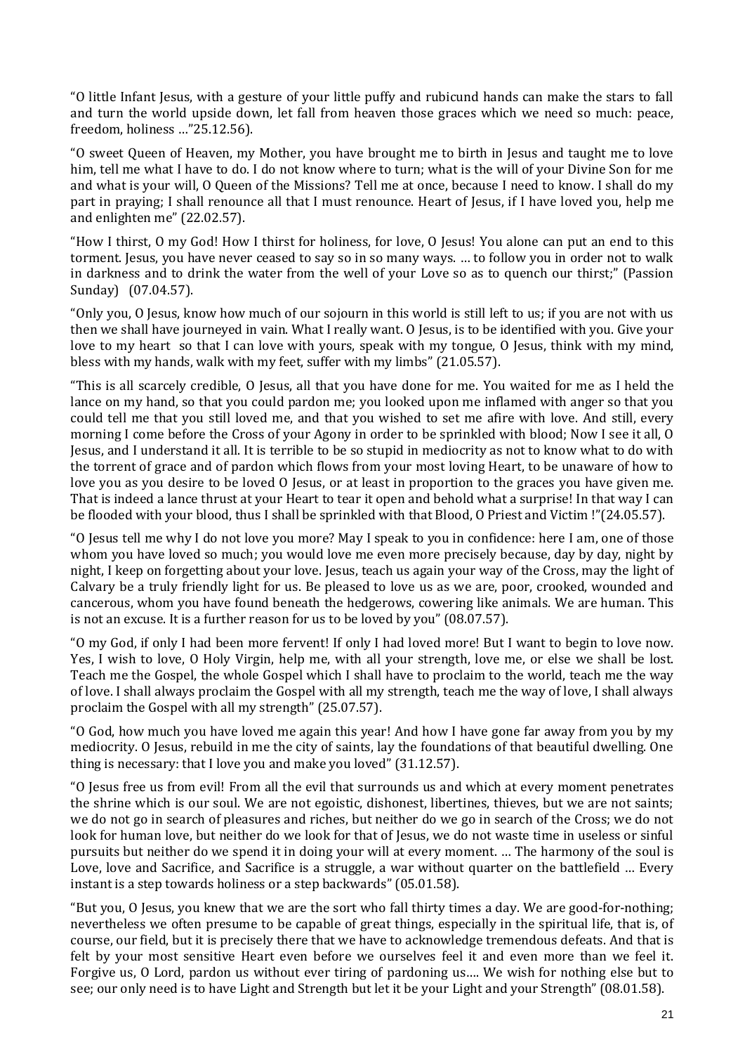"O little Infant Jesus, with a gesture of your little puffy and rubicund hands can make the stars to fall and turn the world upside down, let fall from heaven those graces which we need so much: peace, freedom, holiness …"25.12.56).

"O sweet Queen of Heaven, my Mother, you have brought me to birth in Jesus and taught me to love him, tell me what I have to do. I do not know where to turn; what is the will of your Divine Son for me and what is your will, O Queen of the Missions? Tell me at once, because I need to know. I shall do my part in praying; I shall renounce all that I must renounce. Heart of Jesus, if I have loved you, help me and enlighten me" (22.02.57).

"How I thirst, O my God! How I thirst for holiness, for love, O Jesus! You alone can put an end to this torment. Jesus, you have never ceased to say so in so many ways. … to follow you in order not to walk in darkness and to drink the water from the well of your Love so as to quench our thirst;" (Passion Sunday) (07.04.57).

"Only you, O Jesus, know how much of our sojourn in this world is still left to us; if you are not with us then we shall have journeyed in vain. What I really want. O Jesus, is to be identified with you. Give your love to my heart so that I can love with yours, speak with my tongue, O Jesus, think with my mind, bless with my hands, walk with my feet, suffer with my limbs" (21.05.57).

"This is all scarcely credible, O Jesus, all that you have done for me. You waited for me as I held the lance on my hand, so that you could pardon me; you looked upon me inflamed with anger so that you could tell me that you still loved me, and that you wished to set me afire with love. And still, every morning I come before the Cross of your Agony in order to be sprinkled with blood; Now I see it all, O Jesus, and I understand it all. It is terrible to be so stupid in mediocrity as not to know what to do with the torrent of grace and of pardon which flows from your most loving Heart, to be unaware of how to love you as you desire to be loved O Jesus, or at least in proportion to the graces you have given me. That is indeed a lance thrust at your Heart to tear it open and behold what a surprise! In that way I can be flooded with your blood, thus I shall be sprinkled with that Blood, O Priest and Victim !"(24.05.57).

"O Jesus tell me why I do not love you more? May I speak to you in confidence: here I am, one of those whom you have loved so much; you would love me even more precisely because, day by day, night by night, I keep on forgetting about your love. Jesus, teach us again your way of the Cross, may the light of Calvary be a truly friendly light for us. Be pleased to love us as we are, poor, crooked, wounded and cancerous, whom you have found beneath the hedgerows, cowering like animals. We are human. This is not an excuse. It is a further reason for us to be loved by you" (08.07.57).

"O my God, if only I had been more fervent! If only I had loved more! But I want to begin to love now. Yes, I wish to love, O Holy Virgin, help me, with all your strength, love me, or else we shall be lost. Teach me the Gospel, the whole Gospel which I shall have to proclaim to the world, teach me the way of love. I shall always proclaim the Gospel with all my strength, teach me the way of love, I shall always proclaim the Gospel with all my strength" (25.07.57).

"O God, how much you have loved me again this year! And how I have gone far away from you by my mediocrity. O Jesus, rebuild in me the city of saints, lay the foundations of that beautiful dwelling. One thing is necessary: that I love you and make you loved" (31.12.57).

"O Jesus free us from evil! From all the evil that surrounds us and which at every moment penetrates the shrine which is our soul. We are not egoistic, dishonest, libertines, thieves, but we are not saints; we do not go in search of pleasures and riches, but neither do we go in search of the Cross; we do not look for human love, but neither do we look for that of Jesus, we do not waste time in useless or sinful pursuits but neither do we spend it in doing your will at every moment. … The harmony of the soul is Love, love and Sacrifice, and Sacrifice is a struggle, a war without quarter on the battlefield … Every instant is a step towards holiness or a step backwards" (05.01.58).

"But you, O Jesus, you knew that we are the sort who fall thirty times a day. We are good-for-nothing; nevertheless we often presume to be capable of great things, especially in the spiritual life, that is, of course, our field, but it is precisely there that we have to acknowledge tremendous defeats. And that is felt by your most sensitive Heart even before we ourselves feel it and even more than we feel it. Forgive us, O Lord, pardon us without ever tiring of pardoning us…. We wish for nothing else but to see; our only need is to have Light and Strength but let it be your Light and your Strength" (08.01.58).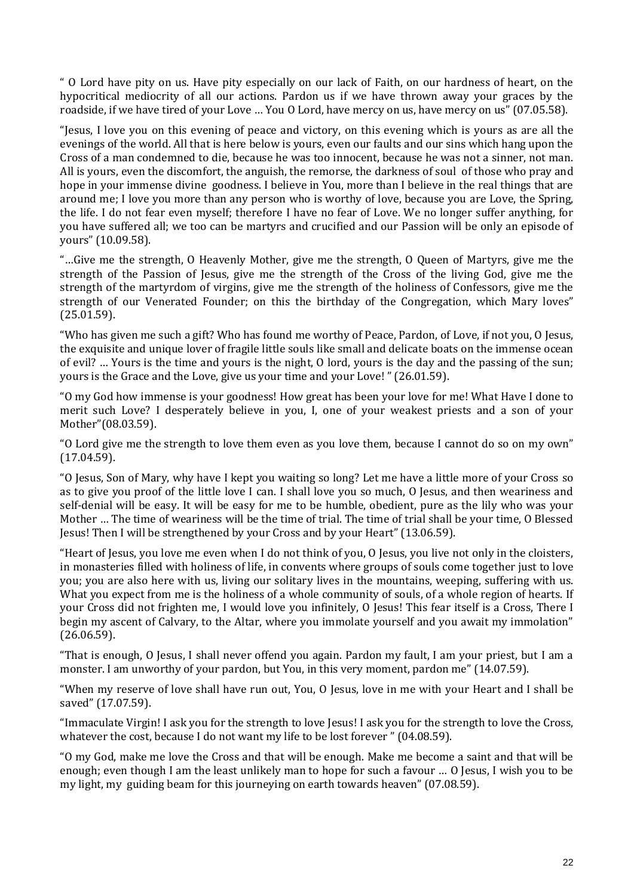" O Lord have pity on us. Have pity especially on our lack of Faith, on our hardness of heart, on the hypocritical mediocrity of all our actions. Pardon us if we have thrown away your graces by the roadside, if we have tired of your Love … You O Lord, have mercy on us, have mercy on us" (07.05.58).

"Jesus, I love you on this evening of peace and victory, on this evening which is yours as are all the evenings of the world. All that is here below is yours, even our faults and our sins which hang upon the Cross of a man condemned to die, because he was too innocent, because he was not a sinner, not man. All is yours, even the discomfort, the anguish, the remorse, the darkness of soul of those who pray and hope in your immense divine goodness. I believe in You, more than I believe in the real things that are around me; I love you more than any person who is worthy of love, because you are Love, the Spring, the life. I do not fear even myself; therefore I have no fear of Love. We no longer suffer anything, for you have suffered all; we too can be martyrs and crucified and our Passion will be only an episode of yours" (10.09.58).

"…Give me the strength, O Heavenly Mother, give me the strength, O Queen of Martyrs, give me the strength of the Passion of Jesus, give me the strength of the Cross of the living God, give me the strength of the martyrdom of virgins, give me the strength of the holiness of Confessors, give me the strength of our Venerated Founder; on this the birthday of the Congregation, which Mary loves" (25.01.59).

"Who has given me such a gift? Who has found me worthy of Peace, Pardon, of Love, if not you, O Jesus, the exquisite and unique lover of fragile little souls like small and delicate boats on the immense ocean of evil? … Yours is the time and yours is the night, O lord, yours is the day and the passing of the sun; yours is the Grace and the Love, give us your time and your Love! " (26.01.59).

"O my God how immense is your goodness! How great has been your love for me! What Have I done to merit such Love? I desperately believe in you, I, one of your weakest priests and a son of your Mother"(08.03.59).

"O Lord give me the strength to love them even as you love them, because I cannot do so on my own" (17.04.59).

"O Jesus, Son of Mary, why have I kept you waiting so long? Let me have a little more of your Cross so as to give you proof of the little love I can. I shall love you so much, O Jesus, and then weariness and self-denial will be easy. It will be easy for me to be humble, obedient, pure as the lily who was your Mother … The time of weariness will be the time of trial. The time of trial shall be your time, O Blessed Jesus! Then I will be strengthened by your Cross and by your Heart" (13.06.59).

"Heart of Jesus, you love me even when I do not think of you, O Jesus, you live not only in the cloisters, in monasteries filled with holiness of life, in convents where groups of souls come together just to love you; you are also here with us, living our solitary lives in the mountains, weeping, suffering with us. What you expect from me is the holiness of a whole community of souls, of a whole region of hearts. If your Cross did not frighten me, I would love you infinitely, O Jesus! This fear itself is a Cross, There I begin my ascent of Calvary, to the Altar, where you immolate yourself and you await my immolation" (26.06.59).

"That is enough, O Jesus, I shall never offend you again. Pardon my fault, I am your priest, but I am a monster. I am unworthy of your pardon, but You, in this very moment, pardon me" (14.07.59).

"When my reserve of love shall have run out, You, O Jesus, love in me with your Heart and I shall be saved" (17.07.59).

"Immaculate Virgin! I ask you for the strength to love Jesus! I ask you for the strength to love the Cross, whatever the cost, because I do not want my life to be lost forever " (04.08.59).

"O my God, make me love the Cross and that will be enough. Make me become a saint and that will be enough; even though I am the least unlikely man to hope for such a favour … O Jesus, I wish you to be my light, my guiding beam for this journeying on earth towards heaven" (07.08.59).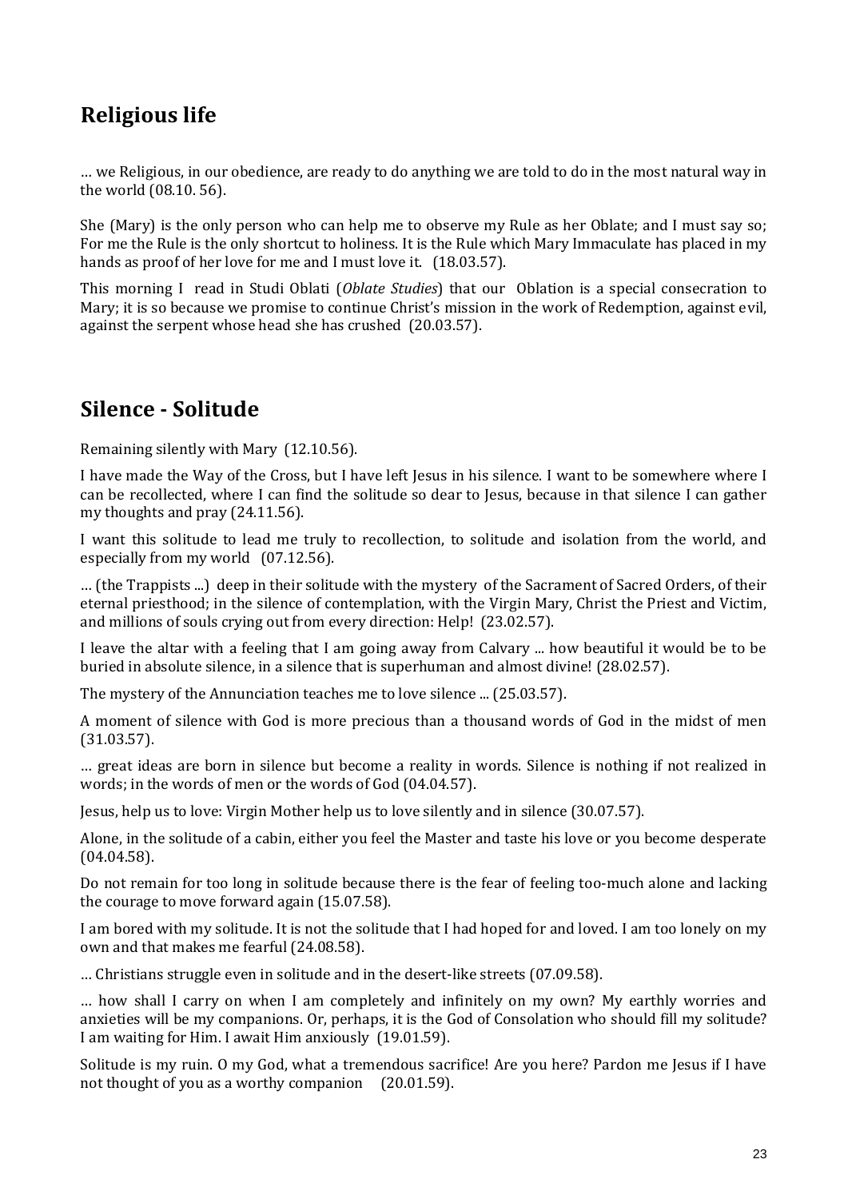## Religious life

… we Religious, in our obedience, are ready to do anything we are told to do in the most natural way in the world (08.10. 56).

She (Mary) is the only person who can help me to observe my Rule as her Oblate; and I must say so; For me the Rule is the only shortcut to holiness. It is the Rule which Mary Immaculate has placed in my hands as proof of her love for me and I must love it. (18.03.57).

This morning I read in Studi Oblati (*Oblate Studies*) that our Oblation is a special consecration to Mary; it is so because we promise to continue Christ's mission in the work of Redemption, against evil, against the serpent whose head she has crushed (20.03.57).

## Silence - Solitude

Remaining silently with Mary (12.10.56).

I have made the Way of the Cross, but I have left Jesus in his silence. I want to be somewhere where I can be recollected, where I can find the solitude so dear to Jesus, because in that silence I can gather my thoughts and pray (24.11.56).

I want this solitude to lead me truly to recollection, to solitude and isolation from the world, and especially from my world (07.12.56).

… (the Trappists ...) deep in their solitude with the mystery of the Sacrament of Sacred Orders, of their eternal priesthood; in the silence of contemplation, with the Virgin Mary, Christ the Priest and Victim, and millions of souls crying out from every direction: Help! (23.02.57).

I leave the altar with a feeling that I am going away from Calvary ... how beautiful it would be to be buried in absolute silence, in a silence that is superhuman and almost divine! (28.02.57).

The mystery of the Annunciation teaches me to love silence ... (25.03.57).

A moment of silence with God is more precious than a thousand words of God in the midst of men (31.03.57).

… great ideas are born in silence but become a reality in words. Silence is nothing if not realized in words; in the words of men or the words of God (04.04.57).

Jesus, help us to love: Virgin Mother help us to love silently and in silence (30.07.57).

Alone, in the solitude of a cabin, either you feel the Master and taste his love or you become desperate (04.04.58).

Do not remain for too long in solitude because there is the fear of feeling too-much alone and lacking the courage to move forward again (15.07.58).

I am bored with my solitude. It is not the solitude that I had hoped for and loved. I am too lonely on my own and that makes me fearful (24.08.58).

… Christians struggle even in solitude and in the desert-like streets (07.09.58).

… how shall I carry on when I am completely and infinitely on my own? My earthly worries and anxieties will be my companions. Or, perhaps, it is the God of Consolation who should fill my solitude? I am waiting for Him. I await Him anxiously (19.01.59).

Solitude is my ruin. O my God, what a tremendous sacrifice! Are you here? Pardon me Jesus if I have not thought of you as a worthy companion (20.01.59).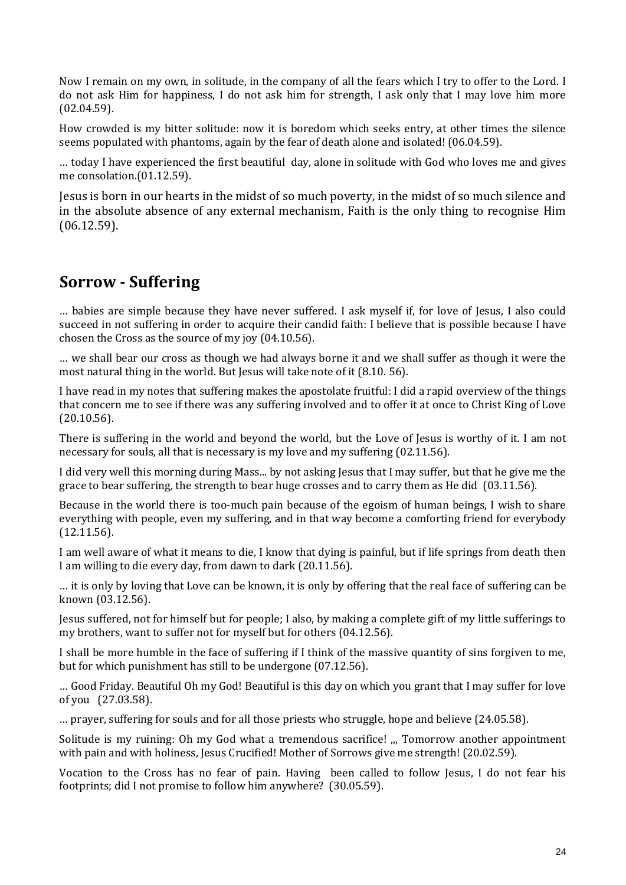Now I remain on my own, in solitude, in the company of all the fears which I try to offer to the Lord. I do not ask Him for happiness, I do not ask him for strength, I ask only that I may love him more (02.04.59).

How crowded is my bitter solitude: now it is boredom which seeks entry, at other times the silence seems populated with phantoms, again by the fear of death alone and isolated! (06.04.59).

… today I have experienced the first beautiful day, alone in solitude with God who loves me and gives me consolation.(01.12.59).

Jesus is born in our hearts in the midst of so much poverty, in the midst of so much silence and in the absolute absence of any external mechanism, Faith is the only thing to recognise Him (06.12.59).

## Sorrow - Suffering

… babies are simple because they have never suffered. I ask myself if, for love of Jesus, I also could succeed in not suffering in order to acquire their candid faith: I believe that is possible because I have chosen the Cross as the source of my joy (04.10.56).

… we shall bear our cross as though we had always borne it and we shall suffer as though it were the most natural thing in the world. But Jesus will take note of it (8.10. 56).

I have read in my notes that suffering makes the apostolate fruitful: I did a rapid overview of the things that concern me to see if there was any suffering involved and to offer it at once to Christ King of Love (20.10.56).

There is suffering in the world and beyond the world, but the Love of Jesus is worthy of it. I am not necessary for souls, all that is necessary is my love and my suffering (02.11.56).

I did very well this morning during Mass... by not asking Jesus that I may suffer, but that he give me the grace to bear suffering, the strength to bear huge crosses and to carry them as He did (03.11.56).

Because in the world there is too-much pain because of the egoism of human beings, I wish to share everything with people, even my suffering, and in that way become a comforting friend for everybody (12.11.56).

I am well aware of what it means to die, I know that dying is painful, but if life springs from death then I am willing to die every day, from dawn to dark (20.11.56).

… it is only by loving that Love can be known, it is only by offering that the real face of suffering can be known (03.12.56).

Jesus suffered, not for himself but for people; I also, by making a complete gift of my little sufferings to my brothers, want to suffer not for myself but for others (04.12.56).

I shall be more humble in the face of suffering if I think of the massive quantity of sins forgiven to me, but for which punishment has still to be undergone (07.12.56).

… Good Friday. Beautiful Oh my God! Beautiful is this day on which you grant that I may suffer for love of you (27.03.58).

… prayer, suffering for souls and for all those priests who struggle, hope and believe (24.05.58).

Solitude is my ruining: Oh my God what a tremendous sacrifice! ,,, Tomorrow another appointment with pain and with holiness, Jesus Crucified! Mother of Sorrows give me strength! (20.02.59).

Vocation to the Cross has no fear of pain. Having been called to follow Jesus, I do not fear his footprints; did I not promise to follow him anywhere? (30.05.59).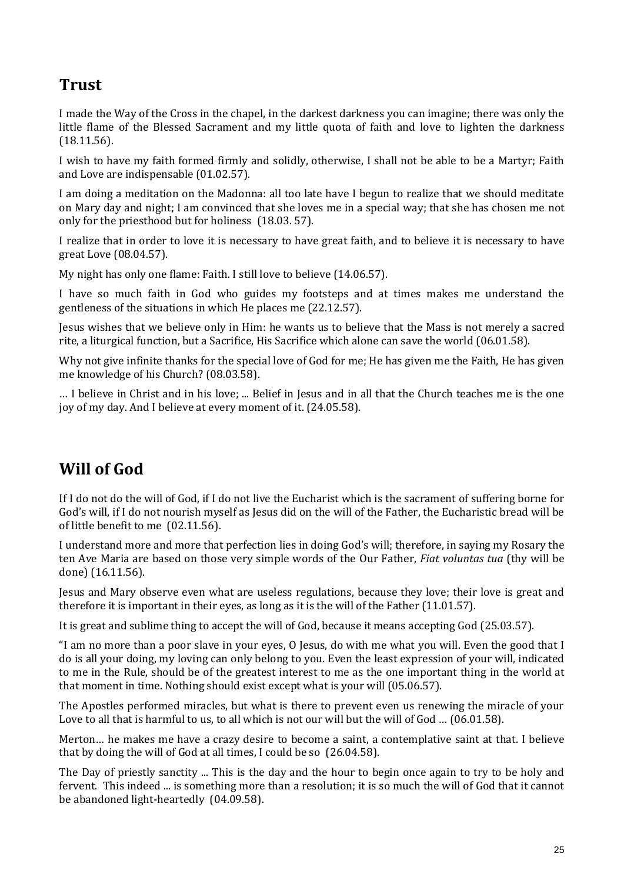## Trust

I made the Way of the Cross in the chapel, in the darkest darkness you can imagine; there was only the little flame of the Blessed Sacrament and my little quota of faith and love to lighten the darkness (18.11.56).

I wish to have my faith formed firmly and solidly, otherwise, I shall not be able to be a Martyr; Faith and Love are indispensable (01.02.57).

I am doing a meditation on the Madonna: all too late have I begun to realize that we should meditate on Mary day and night; I am convinced that she loves me in a special way; that she has chosen me not only for the priesthood but for holiness (18.03. 57).

I realize that in order to love it is necessary to have great faith, and to believe it is necessary to have great Love (08.04.57).

My night has only one flame: Faith. I still love to believe (14.06.57).

I have so much faith in God who guides my footsteps and at times makes me understand the gentleness of the situations in which He places me (22.12.57).

Jesus wishes that we believe only in Him: he wants us to believe that the Mass is not merely a sacred rite, a liturgical function, but a Sacrifice, His Sacrifice which alone can save the world (06.01.58).

Why not give infinite thanks for the special love of God for me; He has given me the Faith, He has given me knowledge of his Church? (08.03.58).

… I believe in Christ and in his love; ... Belief in Jesus and in all that the Church teaches me is the one joy of my day. And I believe at every moment of it. (24.05.58).

## Will of God

If I do not do the will of God, if I do not live the Eucharist which is the sacrament of suffering borne for God's will, if I do not nourish myself as Jesus did on the will of the Father, the Eucharistic bread will be of little benefit to me (02.11.56).

I understand more and more that perfection lies in doing God's will; therefore, in saying my Rosary the ten Ave Maria are based on those very simple words of the Our Father, *Fiat voluntas tua* (thy will be done) (16.11.56).

Jesus and Mary observe even what are useless regulations, because they love; their love is great and therefore it is important in their eyes, as long as it is the will of the Father (11.01.57).

It is great and sublime thing to accept the will of God, because it means accepting God (25.03.57).

"I am no more than a poor slave in your eyes, O Jesus, do with me what you will. Even the good that I do is all your doing, my loving can only belong to you. Even the least expression of your will, indicated to me in the Rule, should be of the greatest interest to me as the one important thing in the world at that moment in time. Nothing should exist except what is your will (05.06.57).

The Apostles performed miracles, but what is there to prevent even us renewing the miracle of your Love to all that is harmful to us, to all which is not our will but the will of God … (06.01.58).

Merton… he makes me have a crazy desire to become a saint, a contemplative saint at that. I believe that by doing the will of God at all times, I could be so (26.04.58).

The Day of priestly sanctity ... This is the day and the hour to begin once again to try to be holy and fervent. This indeed ... is something more than a resolution; it is so much the will of God that it cannot be abandoned light-heartedly (04.09.58).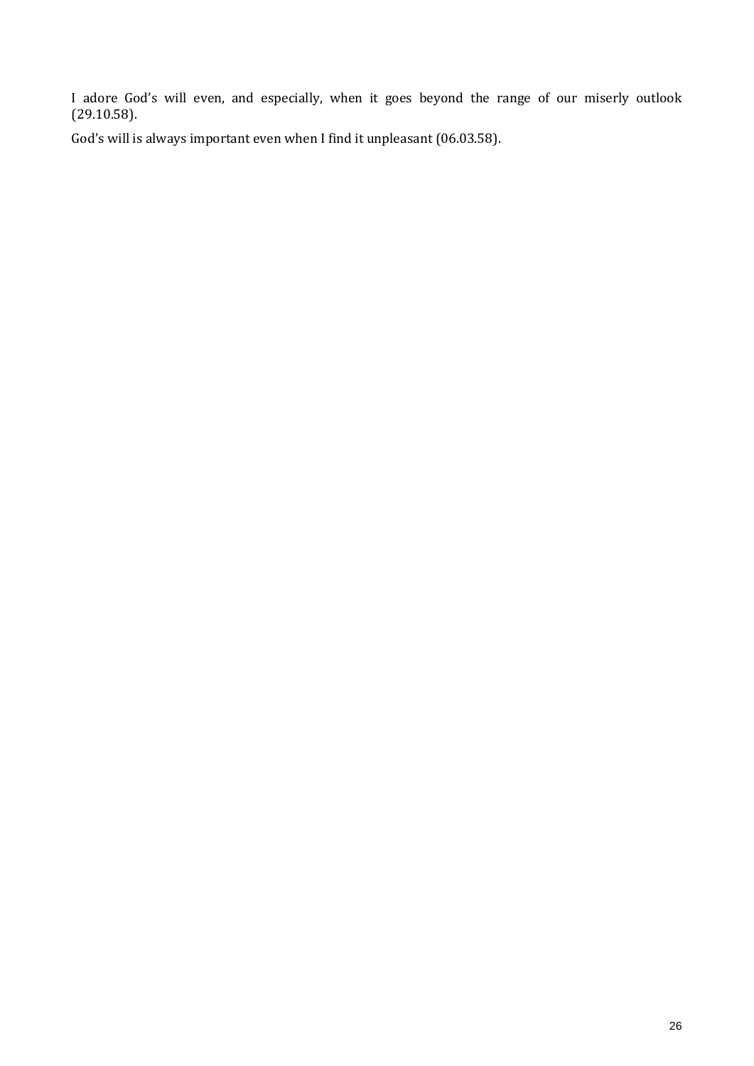I adore God's will even, and especially, when it goes beyond the range of our miserly outlook (29.10.58).

God's will is always important even when I find it unpleasant (06.03.58).